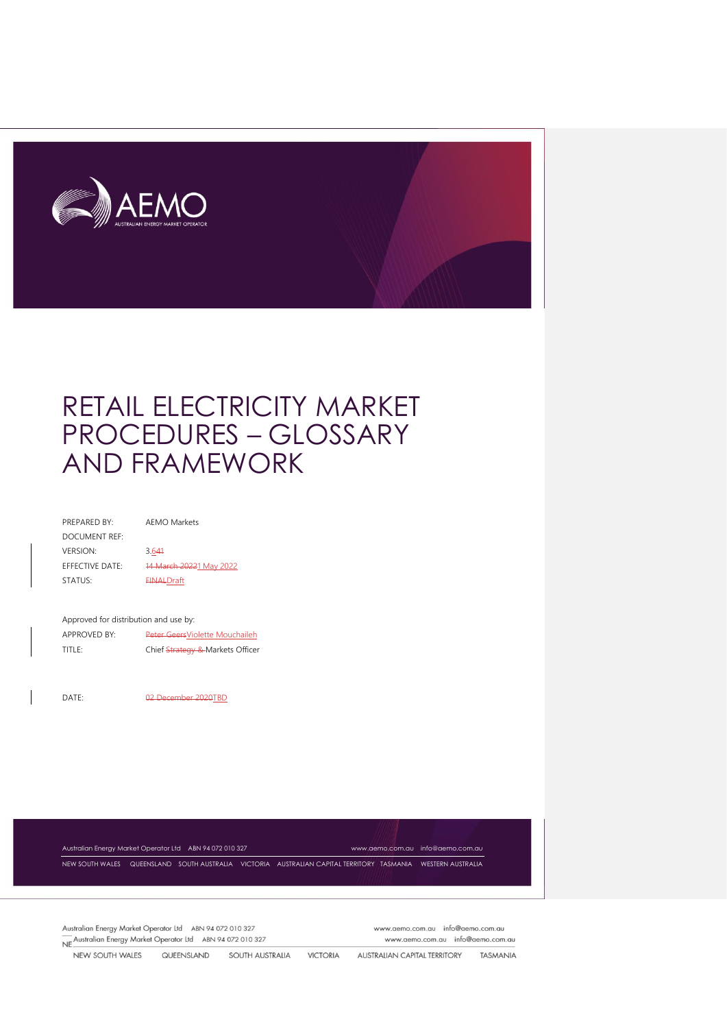# RETAIL ELECTRICITY MARKET PROCEDURES – GLOSSARY AND FRAMEWORK

| | |
|---|---|
| PREPARED BY: | AEMO Markets |
| DOCUMENT REF: | |
| VERSION: | 3.641 |
| EFFECTIVE DATE: | 14 March 20221 May 2022 |
| STATUS: | FINALDraft |

Approved for distribution and use by:

| | |
|---|---|
| APPROVED BY: | Peter GeersViolette Mouchaileh |
| TITLE: | Chief Strategy & Markets Officer |
| DATE: | 02 December 2020TBD |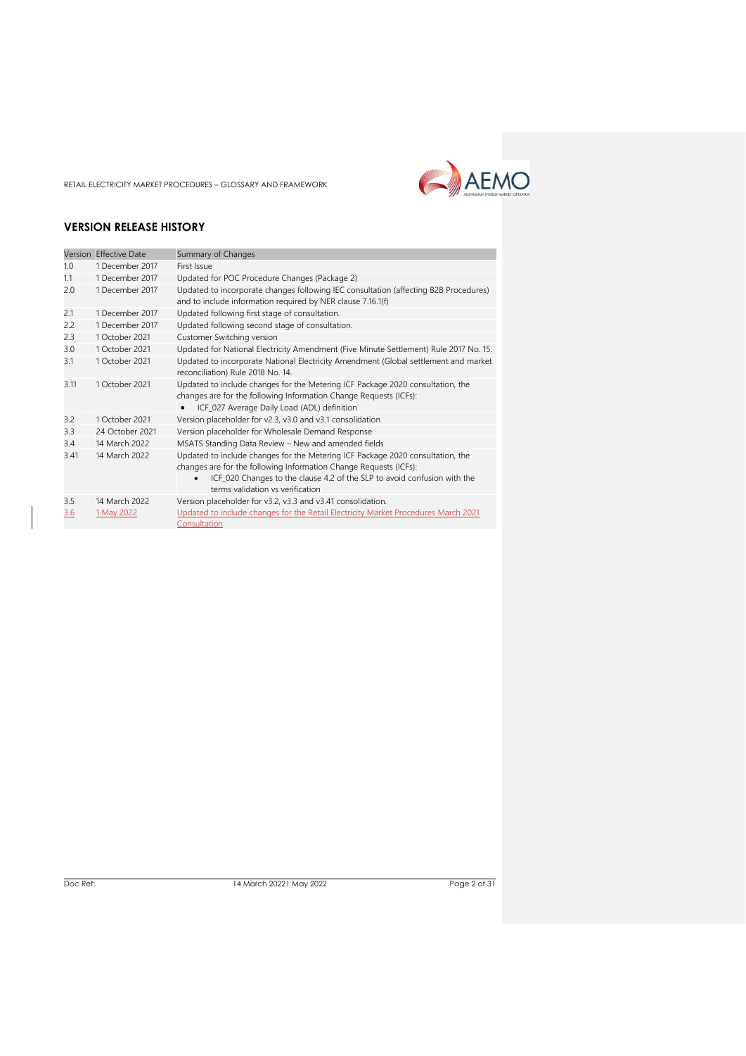## VERSION RELEASE HISTORY

| Version | Effective Date | Summary of Changes |
|---|---|---|
| 1.0 | 1 December 2017 | First Issue |
| 1.1 | 1 December 2017 | Updated for POC Procedure Changes (Package 2) |
| 2.0 | 1 December 2017 | Updated to incorporate changes following IEC consultation (affecting B2B Procedures) and to include information required by NER clause 7.16.1(f) |
| 2.1 | 1 December 2017 | Updated following first stage of consultation. |
| 2.2 | 1 December 2017 | Updated following second stage of consultation. |
| 2.3 | 1 October 2021 | Customer Switching version |
| 3.0 | 1 October 2021 | Updated for National Electricity Amendment (Five Minute Settlement) Rule 2017 No. 15. |
| 3.1 | 1 October 2021 | Updated to incorporate National Electricity Amendment (Global settlement and market reconciliation) Rule 2018 No. 14. |
| 3.11 | 1 October 2021 | Updated to include changes for the Metering ICF Package 2020 consultation, the changes are for the following Information Change Requests (ICFs): <br>• ICF_027 Average Daily Load (ADL) definition |
| 3.2 | 1 October 2021 | Version placeholder for v2.3, v3.0 and v3.1 consolidation |
| 3.3 | 24 October 2021 | Version placeholder for Wholesale Demand Response |
| 3.4 | 14 March 2022 | MSATS Standing Data Review – New and amended fields |
| 3.41 | 14 March 2022 | Updated to include changes for the Metering ICF Package 2020 consultation, the changes are for the following Information Change Requests (ICFs): <br>• ICF_020 Changes to the clause 4.2 of the SLP to avoid confusion with the terms validation vs verification |
| 3.5 | 14 March 2022 | Version placeholder for v3.2, v3.3 and v3.41 consolidation. |
| 3.6 | 1 May 2022 | Updated to include changes for the Retail Electricity Market Procedures March 2021 Consultation |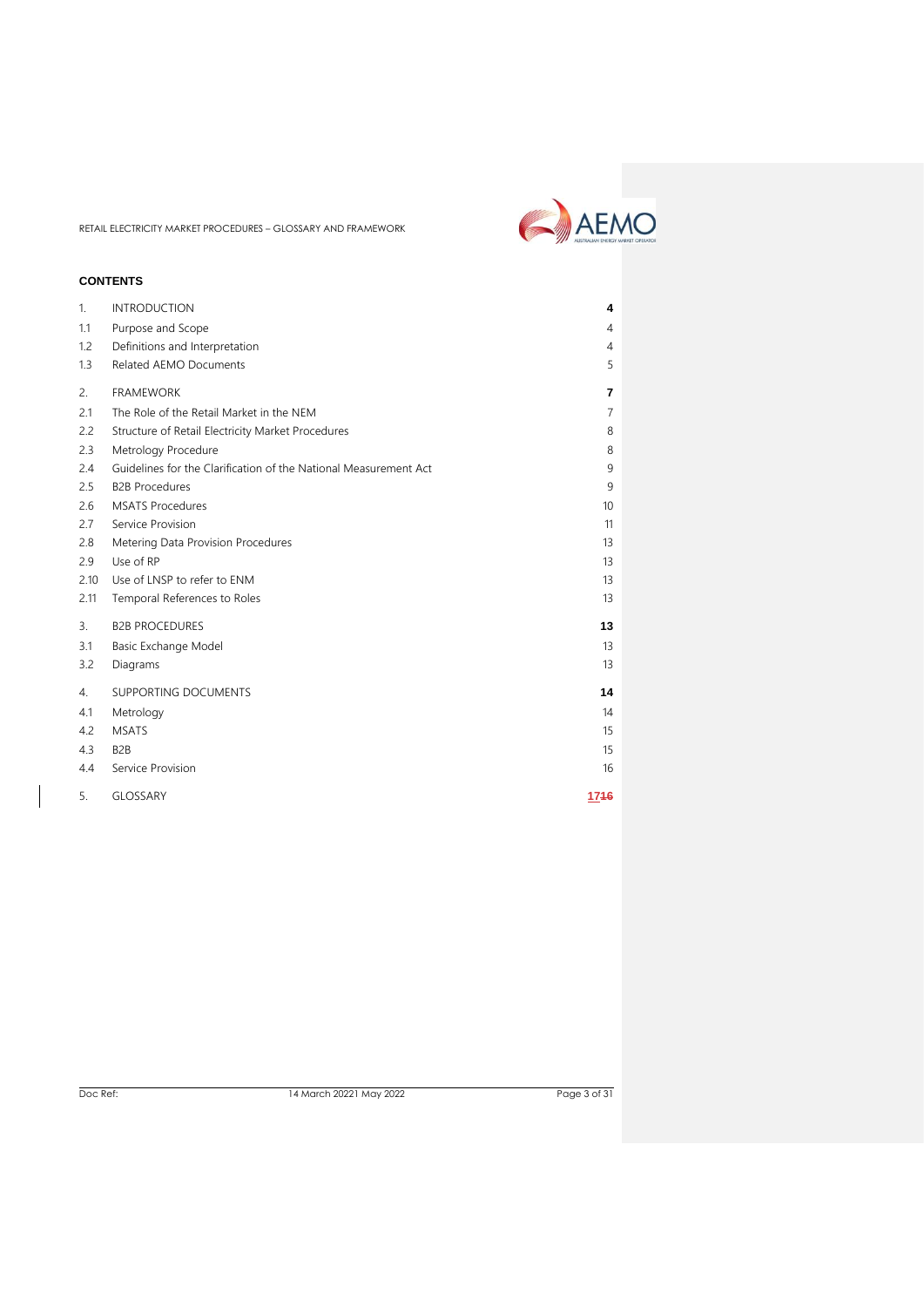## CONTENTS

| | | |
|---|---|---|
| 1. | INTRODUCTION | 4 |
| 1.1 | Purpose and Scope | 4 |
| 1.2 | Definitions and Interpretation | 4 |
| 1.3 | Related AEMO Documents | 5 |
| 2. | FRAMEWORK | 7 |
| 2.1 | The Role of the Retail Market in the NEM | 7 |
| 2.2 | Structure of Retail Electricity Market Procedures | 8 |
| 2.3 | Metrology Procedure | 8 |
| 2.4 | Guidelines for the Clarification of the National Measurement Act | 9 |
| 2.5 | B2B Procedures | 9 |
| 2.6 | MSATS Procedures | 10 |
| 2.7 | Service Provision | 11 |
| 2.8 | Metering Data Provision Procedures | 13 |
| 2.9 | Use of RP | 13 |
| 2.10 | Use of LNSP to refer to ENM | 13 |
| 2.11 | Temporal References to Roles | 13 |
| 3. | B2B PROCEDURES | 13 |
| 3.1 | Basic Exchange Model | 13 |
| 3.2 | Diagrams | 13 |
| 4. | SUPPORTING DOCUMENTS | 14 |
| 4.1 | Metrology | 14 |
| 4.2 | MSATS | 15 |
| 4.3 | B2B | 15 |
| 4.4 | Service Provision | 16 |
| 5. | GLOSSARY | 1716 |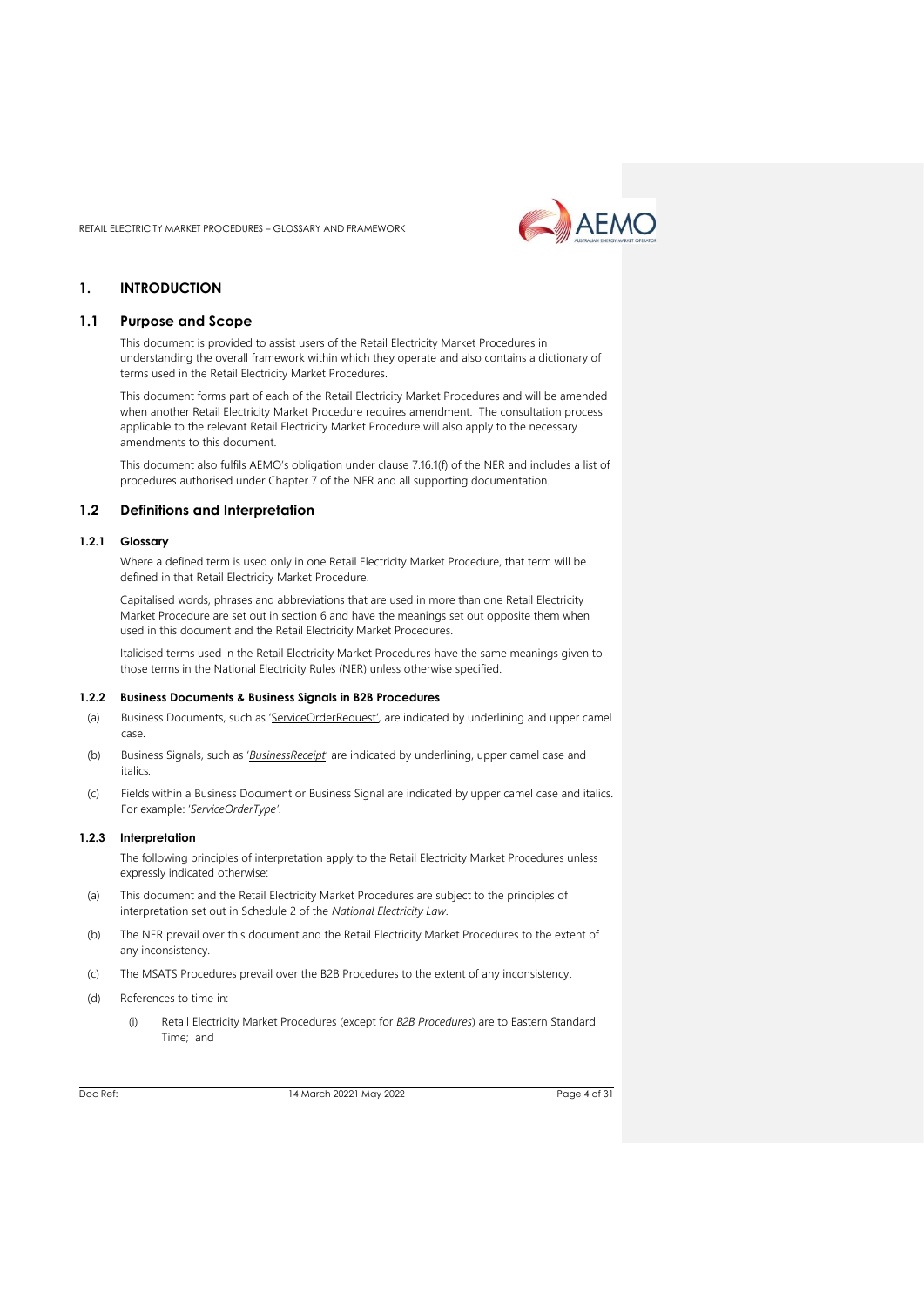# 1. INTRODUCTION

## 1.1 Purpose and Scope

This document is provided to assist users of the Retail Electricity Market Procedures in understanding the overall framework within which they operate and also contains a dictionary of terms used in the Retail Electricity Market Procedures.

This document forms part of each of the Retail Electricity Market Procedures and will be amended when another Retail Electricity Market Procedure requires amendment. The consultation process applicable to the relevant Retail Electricity Market Procedure will also apply to the necessary amendments to this document.

This document also fulfils AEMO's obligation under clause 7.16.1(f) of the NER and includes a list of procedures authorised under Chapter 7 of the NER and all supporting documentation.

## 1.2 Definitions and Interpretation

### 1.2.1 Glossary

Where a defined term is used only in one Retail Electricity Market Procedure, that term will be defined in that Retail Electricity Market Procedure.

Capitalised words, phrases and abbreviations that are used in more than one Retail Electricity Market Procedure are set out in section 6 and have the meanings set out opposite them when used in this document and the Retail Electricity Market Procedures.

Italicised terms used in the Retail Electricity Market Procedures have the same meanings given to those terms in the National Electricity Rules (NER) unless otherwise specified.

### 1.2.2 Business Documents & Business Signals in B2B Procedures

(a) Business Documents, such as '<u>ServiceOrderRequest</u>', are indicated by underlining and upper camel case.

(b) Business Signals, such as '<u>*BusinessReceipt*</u>' are indicated by underlining, upper camel case and italics.

(c) Fields within a Business Document or Business Signal are indicated by upper camel case and italics. For example: '*ServiceOrderType*'.

### 1.2.3 Interpretation

The following principles of interpretation apply to the Retail Electricity Market Procedures unless expressly indicated otherwise:

(a) This document and the Retail Electricity Market Procedures are subject to the principles of interpretation set out in Schedule 2 of the *National Electricity Law*.

(b) The NER prevail over this document and the Retail Electricity Market Procedures to the extent of any inconsistency.

(c) The MSATS Procedures prevail over the B2B Procedures to the extent of any inconsistency.

(d) References to time in:

  (i) Retail Electricity Market Procedures (except for *B2B Procedures*) are to Eastern Standard Time; and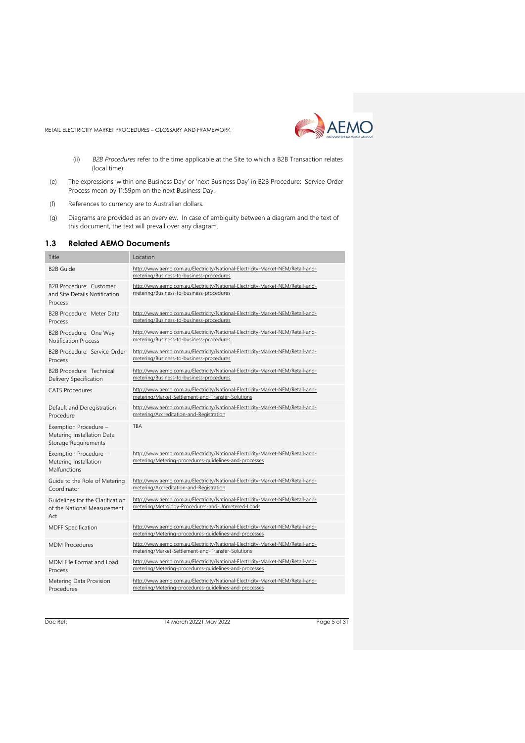(ii) *B2B Procedures* refer to the time applicable at the Site to which a B2B Transaction relates (local time).

(e) The expressions 'within one Business Day' or 'next Business Day' in B2B Procedure: Service Order Process mean by 11:59pm on the next Business Day.

(f) References to currency are to Australian dollars.

(g) Diagrams are provided as an overview. In case of ambiguity between a diagram and the text of this document, the text will prevail over any diagram.

## 1.3 Related AEMO Documents

| Title | Location |
|---|---|
| B2B Guide | http://www.aemo.com.au/Electricity/National-Electricity-Market-NEM/Retail-and-metering/Business-to-business-procedures |
| B2B Procedure: Customer and Site Details Notification Process | http://www.aemo.com.au/Electricity/National-Electricity-Market-NEM/Retail-and-metering/Business-to-business-procedures |
| B2B Procedure: Meter Data Process | http://www.aemo.com.au/Electricity/National-Electricity-Market-NEM/Retail-and-metering/Business-to-business-procedures |
| B2B Procedure: One Way Notification Process | http://www.aemo.com.au/Electricity/National-Electricity-Market-NEM/Retail-and-metering/Business-to-business-procedures |
| B2B Procedure: Service Order Process | http://www.aemo.com.au/Electricity/National-Electricity-Market-NEM/Retail-and-metering/Business-to-business-procedures |
| B2B Procedure: Technical Delivery Specification | http://www.aemo.com.au/Electricity/National-Electricity-Market-NEM/Retail-and-metering/Business-to-business-procedures |
| CATS Procedures | http://www.aemo.com.au/Electricity/National-Electricity-Market-NEM/Retail-and-metering/Market-Settlement-and-Transfer-Solutions |
| Default and Deregistration Procedure | http://www.aemo.com.au/Electricity/National-Electricity-Market-NEM/Retail-and-metering/Accreditation-and-Registration |
| Exemption Procedure – Metering Installation Data Storage Requirements | TBA |
| Exemption Procedure – Metering Installation Malfunctions | http://www.aemo.com.au/Electricity/National-Electricity-Market-NEM/Retail-and-metering/Metering-procedures-guidelines-and-processes |
| Guide to the Role of Metering Coordinator | http://www.aemo.com.au/Electricity/National-Electricity-Market-NEM/Retail-and-metering/Accreditation-and-Registration |
| Guidelines for the Clarification of the National Measurement Act | http://www.aemo.com.au/Electricity/National-Electricity-Market-NEM/Retail-and-metering/Metrology-Procedures-and-Unmetered-Loads |
| MDFF Specification | http://www.aemo.com.au/Electricity/National-Electricity-Market-NEM/Retail-and-metering/Metering-procedures-guidelines-and-processes |
| MDM Procedures | http://www.aemo.com.au/Electricity/National-Electricity-Market-NEM/Retail-and-metering/Market-Settlement-and-Transfer-Solutions |
| MDM File Format and Load Process | http://www.aemo.com.au/Electricity/National-Electricity-Market-NEM/Retail-and-metering/Metering-procedures-guidelines-and-processes |
| Metering Data Provision Procedures | http://www.aemo.com.au/Electricity/National-Electricity-Market-NEM/Retail-and-metering/Metering-procedures-guidelines-and-processes |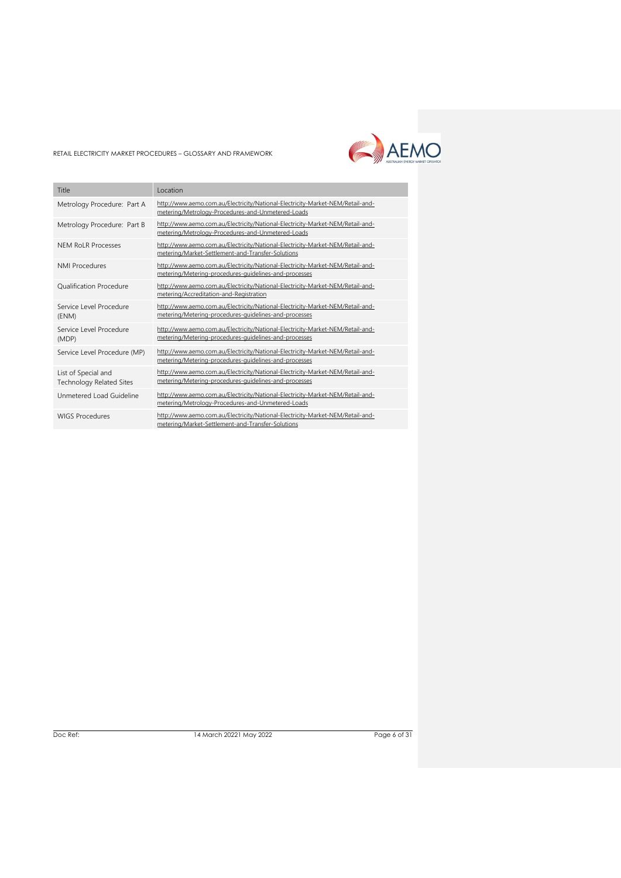| Title | Location |
| --- | --- |
| Metrology Procedure: Part A | http://www.aemo.com.au/Electricity/National-Electricity-Market-NEM/Retail-and-metering/Metrology-Procedures-and-Unmetered-Loads |
| Metrology Procedure: Part B | http://www.aemo.com.au/Electricity/National-Electricity-Market-NEM/Retail-and-metering/Metrology-Procedures-and-Unmetered-Loads |
| NEM RoLR Processes | http://www.aemo.com.au/Electricity/National-Electricity-Market-NEM/Retail-and-metering/Market-Settlement-and-Transfer-Solutions |
| NMI Procedures | http://www.aemo.com.au/Electricity/National-Electricity-Market-NEM/Retail-and-metering/Metering-procedures-guidelines-and-processes |
| Qualification Procedure | http://www.aemo.com.au/Electricity/National-Electricity-Market-NEM/Retail-and-metering/Accreditation-and-Registration |
| Service Level Procedure (ENM) | http://www.aemo.com.au/Electricity/National-Electricity-Market-NEM/Retail-and-metering/Metering-procedures-guidelines-and-processes |
| Service Level Procedure (MDP) | http://www.aemo.com.au/Electricity/National-Electricity-Market-NEM/Retail-and-metering/Metering-procedures-guidelines-and-processes |
| Service Level Procedure (MP) | http://www.aemo.com.au/Electricity/National-Electricity-Market-NEM/Retail-and-metering/Metering-procedures-guidelines-and-processes |
| List of Special and Technology Related Sites | http://www.aemo.com.au/Electricity/National-Electricity-Market-NEM/Retail-and-metering/Metering-procedures-guidelines-and-processes |
| Unmetered Load Guideline | http://www.aemo.com.au/Electricity/National-Electricity-Market-NEM/Retail-and-metering/Metrology-Procedures-and-Unmetered-Loads |
| WIGS Procedures | http://www.aemo.com.au/Electricity/National-Electricity-Market-NEM/Retail-and-metering/Market-Settlement-and-Transfer-Solutions |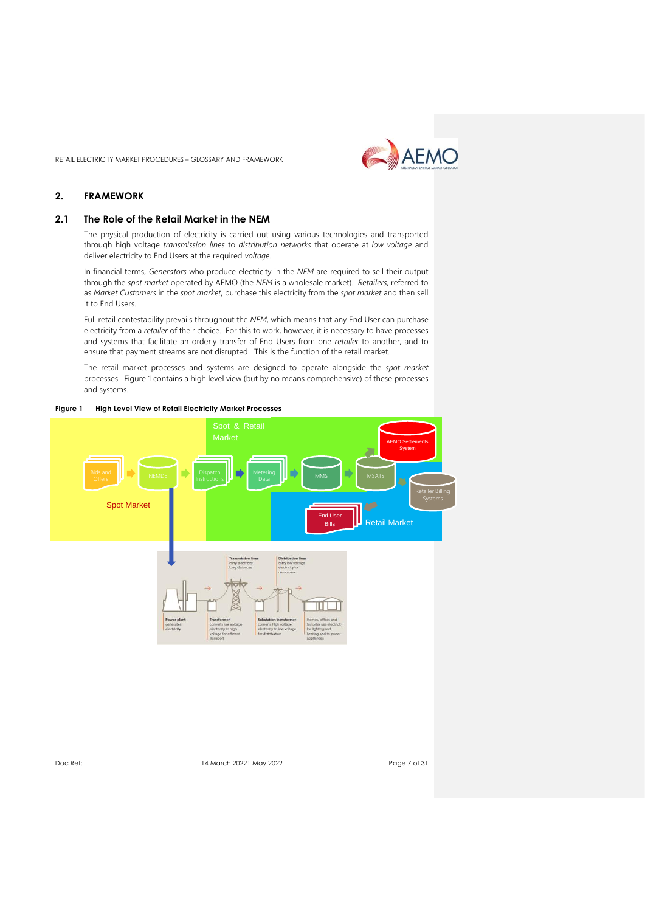## 2. FRAMEWORK

### 2.1 The Role of the Retail Market in the NEM

The physical production of electricity is carried out using various technologies and transported through high voltage *transmission lines* to *distribution networks* that operate at *low voltage* and deliver electricity to End Users at the required *voltage*.

In financial terms, *Generators* who produce electricity in the *NEM* are required to sell their output through the *spot market* operated by AEMO (the *NEM* is a wholesale market). *Retailers*, referred to as *Market Customers* in the *spot market*, purchase this electricity from the *spot market* and then sell it to End Users.

Full retail contestability prevails throughout the *NEM*, which means that any End User can purchase electricity from a *retailer* of their choice. For this to work, however, it is necessary to have processes and systems that facilitate an orderly transfer of End Users from one *retailer* to another, and to ensure that payment streams are not disrupted. This is the function of the retail market.

The retail market processes and systems are designed to operate alongside the *spot market* processes. Figure 1 contains a high level view (but by no means comprehensive) of these processes and systems.

**Figure 1 High Level View of Retail Electricity Market Processes**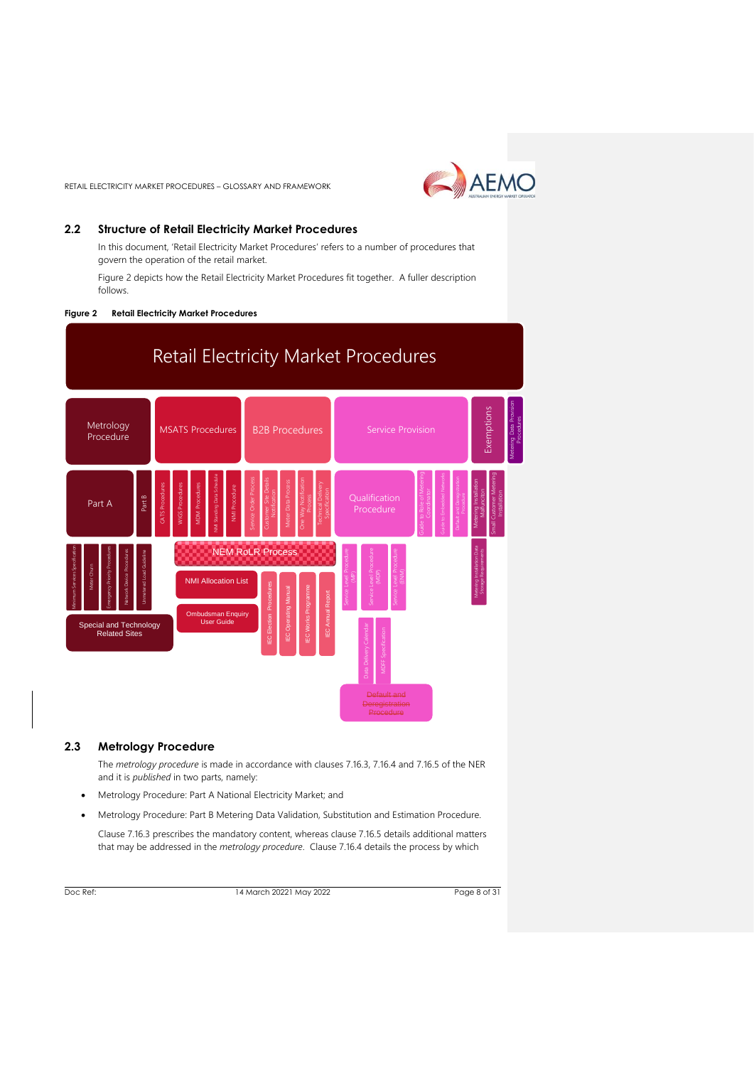## 2.2 Structure of Retail Electricity Market Procedures

In this document, 'Retail Electricity Market Procedures' refers to a number of procedures that govern the operation of the retail market.

Figure 2 depicts how the Retail Electricity Market Procedures fit together. A fuller description follows.

**Figure 2 Retail Electricity Market Procedures**

Retail Electricity Market Procedures

Metrology Procedure | MSATS Procedures | B2B Procedures | Service Provision | Exemptions | Metering Data Provision Procedures

Part A | Part B | CATS Procedures | WIGS Procedures | MDM Procedures | NMI Standing Data Schedule | NMI Procedure | Service Order Process | Customer Site Details Notification | Meter Data Process | One Way Notification Process | Technical Delivery Specification | Qualification Procedure | Guide to Role of Metering Coordinator | Guide to Embedded Networks | Default and Deregistration Procedure | Metering Installation Malfunction | Small Customer Metering Installation

Minimum Services Specification | Meter Churn | Emergency Priority Procedures | Network Device Procedures | Unmetered Load Guideline | NEM RoLR Process | Service Level Procedure (MP) | Service Level Procedure (MDP) | Service Level Procedure (ENM) | Metering Installation Data Storage Requirements

Special and Technology Related Sites | NMI Allocation List | Ombudsman Enquiry User Guide | IEC Election Procedures | IEC Operating Manual | IEC Works Programme | IEC Annual Report | Data Delivery Calendar | MDFF Specification

~~Default and Deregistration Procedure~~

## 2.3 Metrology Procedure

The *metrology procedure* is made in accordance with clauses 7.16.3, 7.16.4 and 7.16.5 of the NER and it is *published* in two parts, namely:

- Metrology Procedure: Part A National Electricity Market; and
- Metrology Procedure: Part B Metering Data Validation, Substitution and Estimation Procedure.

Clause 7.16.3 prescribes the mandatory content, whereas clause 7.16.5 details additional matters that may be addressed in the *metrology procedure*. Clause 7.16.4 details the process by which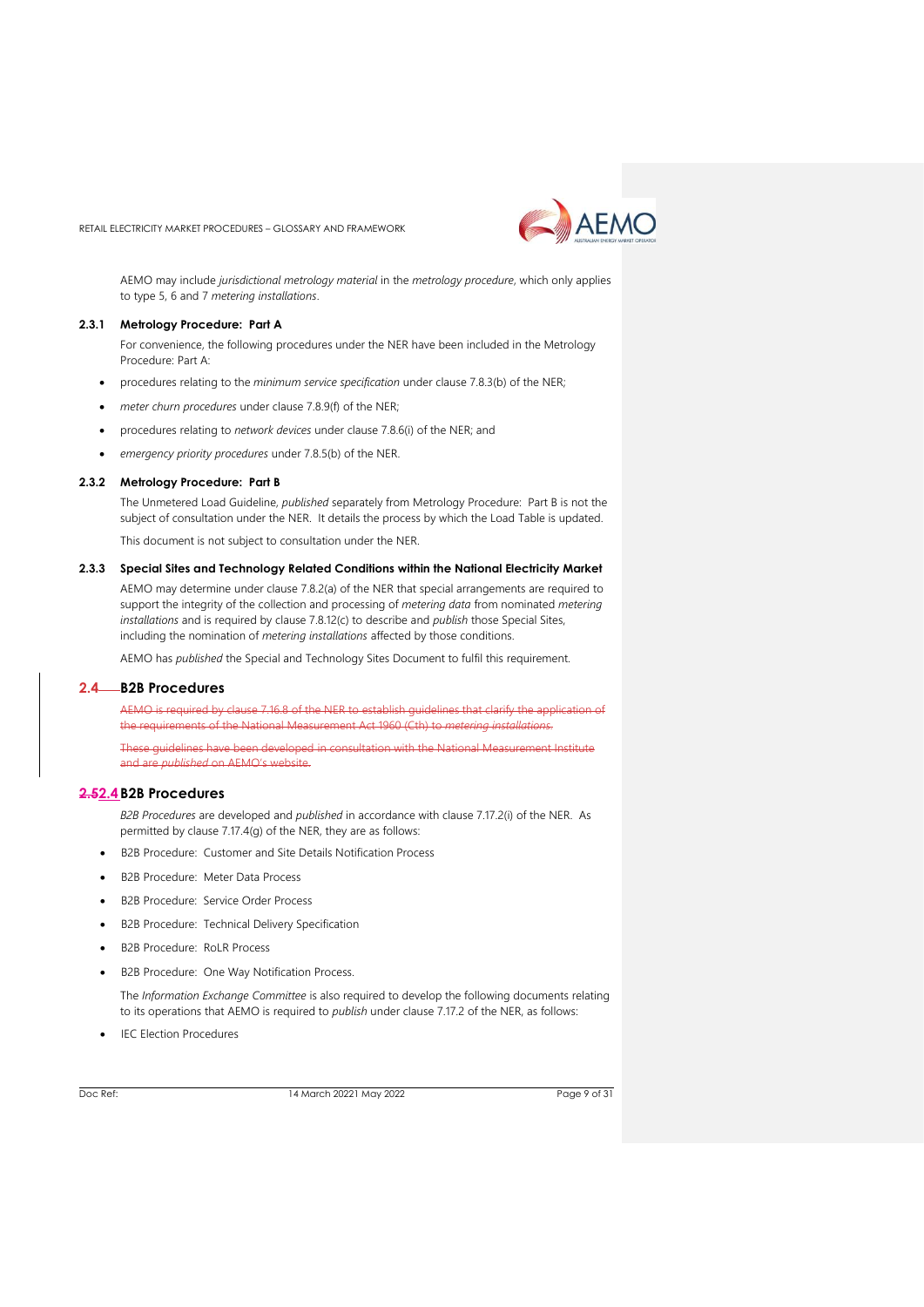AEMO may include *jurisdictional metrology material* in the *metrology procedure*, which only applies to type 5, 6 and 7 *metering installations*.

### 2.3.1 Metrology Procedure: Part A

For convenience, the following procedures under the NER have been included in the Metrology Procedure: Part A:

- procedures relating to the *minimum service specification* under clause 7.8.3(b) of the NER;
- *meter churn procedures* under clause 7.8.9(f) of the NER;
- procedures relating to *network devices* under clause 7.8.6(i) of the NER; and
- *emergency priority procedures* under 7.8.5(b) of the NER.

### 2.3.2 Metrology Procedure: Part B

The Unmetered Load Guideline, *published* separately from Metrology Procedure: Part B is not the subject of consultation under the NER. It details the process by which the Load Table is updated.

This document is not subject to consultation under the NER.

### 2.3.3 Special Sites and Technology Related Conditions within the National Electricity Market

AEMO may determine under clause 7.8.2(a) of the NER that special arrangements are required to support the integrity of the collection and processing of *metering data* from nominated *metering installations* and is required by clause 7.8.12(c) to describe and *publish* those Special Sites, including the nomination of *metering installations* affected by those conditions.

AEMO has *published* the Special and Technology Sites Document to fulfil this requirement.

## ~~2.4 B2B Procedures~~

~~AEMO is required by clause 7.16.8 of the NER to establish guidelines that clarify the application of the requirements of the National Measurement Act 1960 (Cth) to *metering installations*.~~

~~These guidelines have been developed in consultation with the National Measurement Institute and are *published* on AEMO's website.~~

## ~~2.5~~2.4 B2B Procedures

*B2B Procedures* are developed and *published* in accordance with clause 7.17.2(i) of the NER. As permitted by clause 7.17.4(g) of the NER, they are as follows:

- B2B Procedure: Customer and Site Details Notification Process
- B2B Procedure: Meter Data Process
- B2B Procedure: Service Order Process
- B2B Procedure: Technical Delivery Specification
- B2B Procedure: RoLR Process
- B2B Procedure: One Way Notification Process.

The *Information Exchange Committee* is also required to develop the following documents relating to its operations that AEMO is required to *publish* under clause 7.17.2 of the NER, as follows:

- IEC Election Procedures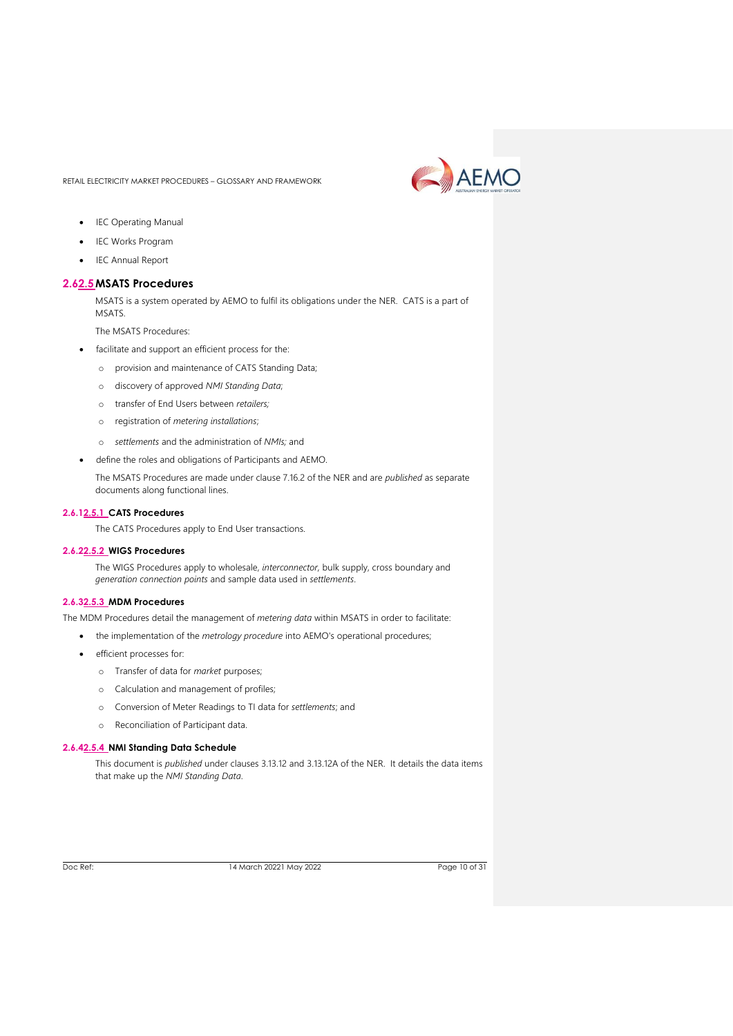- IEC Operating Manual
- IEC Works Program
- IEC Annual Report

## 2.62.5 MSATS Procedures

MSATS is a system operated by AEMO to fulfil its obligations under the NER. CATS is a part of MSATS.

The MSATS Procedures:

- facilitate and support an efficient process for the:
  - provision and maintenance of CATS Standing Data;
  - discovery of approved *NMI Standing Data*;
  - transfer of End Users between *retailers;*
  - registration of *metering installations*;
  - *settlements* and the administration of *NMIs;* and
- define the roles and obligations of Participants and AEMO.

The MSATS Procedures are made under clause 7.16.2 of the NER and are *published* as separate documents along functional lines.

### 2.6.12.5.1 CATS Procedures

The CATS Procedures apply to End User transactions.

### 2.6.22.5.2 WIGS Procedures

The WIGS Procedures apply to wholesale, *interconnector*, bulk supply, cross boundary and *generation connection points* and sample data used in *settlements*.

### 2.6.32.5.3 MDM Procedures

The MDM Procedures detail the management of *metering data* within MSATS in order to facilitate:

- the implementation of the *metrology procedure* into AEMO's operational procedures;
- efficient processes for:
  - Transfer of data for *market* purposes;
  - Calculation and management of profiles;
  - Conversion of Meter Readings to TI data for *settlements*; and
  - Reconciliation of Participant data.

### 2.6.42.5.4 NMI Standing Data Schedule

This document is *published* under clauses 3.13.12 and 3.13.12A of the NER. It details the data items that make up the *NMI Standing Data*.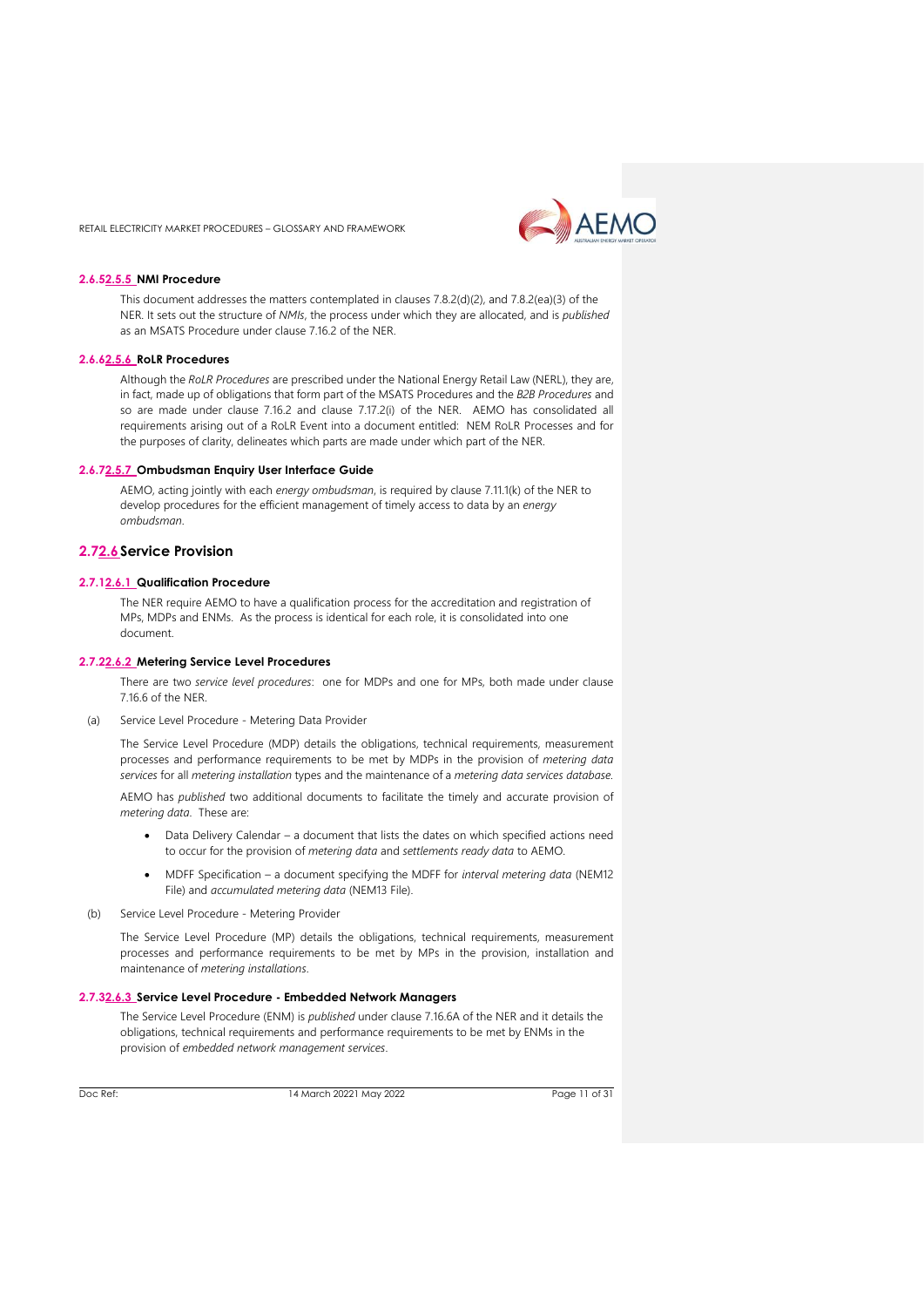### 2.6.52.5.5 NMI Procedure

This document addresses the matters contemplated in clauses 7.8.2(d)(2), and 7.8.2(ea)(3) of the NER. It sets out the structure of *NMIs*, the process under which they are allocated, and is *published* as an MSATS Procedure under clause 7.16.2 of the NER.

### 2.6.62.5.6 RoLR Procedures

Although the *RoLR Procedures* are prescribed under the National Energy Retail Law (NERL), they are, in fact, made up of obligations that form part of the MSATS Procedures and the *B2B Procedures* and so are made under clause 7.16.2 and clause 7.17.2(i) of the NER. AEMO has consolidated all requirements arising out of a RoLR Event into a document entitled: NEM RoLR Processes and for the purposes of clarity, delineates which parts are made under which part of the NER.

### 2.6.72.5.7 Ombudsman Enquiry User Interface Guide

AEMO, acting jointly with each *energy ombudsman*, is required by clause 7.11.1(k) of the NER to develop procedures for the efficient management of timely access to data by an *energy ombudsman*.

## 2.72.6 Service Provision

### 2.7.12.6.1 Qualification Procedure

The NER require AEMO to have a qualification process for the accreditation and registration of MPs, MDPs and ENMs. As the process is identical for each role, it is consolidated into one document.

### 2.7.22.6.2 Metering Service Level Procedures

There are two *service level procedures*: one for MDPs and one for MPs, both made under clause 7.16.6 of the NER.

(a) Service Level Procedure - Metering Data Provider

The Service Level Procedure (MDP) details the obligations, technical requirements, measurement processes and performance requirements to be met by MDPs in the provision of *metering data services* for all *metering installation* types and the maintenance of a *metering data services database*.

AEMO has *published* two additional documents to facilitate the timely and accurate provision of *metering data*. These are:

- Data Delivery Calendar – a document that lists the dates on which specified actions need to occur for the provision of *metering data* and *settlements ready data* to AEMO.
- MDFF Specification – a document specifying the MDFF for *interval metering data* (NEM12 File) and *accumulated metering data* (NEM13 File).

(b) Service Level Procedure - Metering Provider

The Service Level Procedure (MP) details the obligations, technical requirements, measurement processes and performance requirements to be met by MPs in the provision, installation and maintenance of *metering installations*.

### 2.7.32.6.3 Service Level Procedure - Embedded Network Managers

The Service Level Procedure (ENM) is *published* under clause 7.16.6A of the NER and it details the obligations, technical requirements and performance requirements to be met by ENMs in the provision of *embedded network management services*.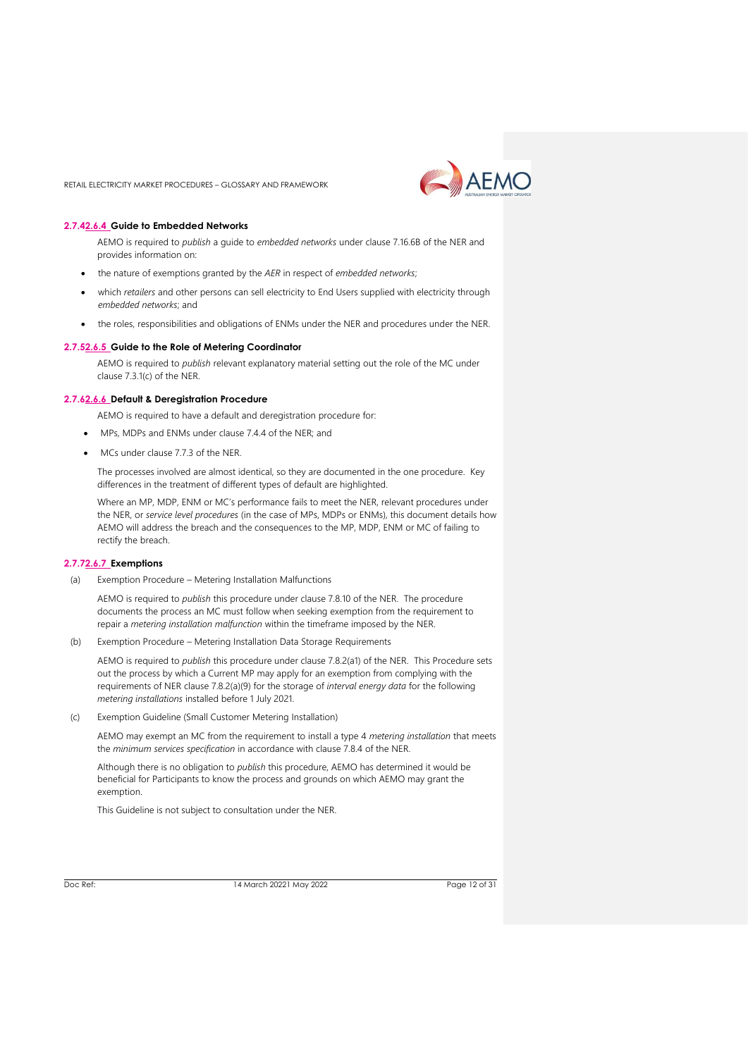### 2.7.42.6.4 Guide to Embedded Networks

AEMO is required to *publish* a guide to *embedded networks* under clause 7.16.6B of the NER and provides information on:

- the nature of exemptions granted by the *AER* in respect of *embedded networks*;
- which *retailers* and other persons can sell electricity to End Users supplied with electricity through *embedded networks*; and
- the roles, responsibilities and obligations of ENMs under the NER and procedures under the NER.

### 2.7.52.6.5 Guide to the Role of Metering Coordinator

AEMO is required to *publish* relevant explanatory material setting out the role of the MC under clause 7.3.1(c) of the NER.

### 2.7.62.6.6 Default & Deregistration Procedure

AEMO is required to have a default and deregistration procedure for:

- MPs, MDPs and ENMs under clause 7.4.4 of the NER; and
- MCs under clause 7.7.3 of the NER.

The processes involved are almost identical, so they are documented in the one procedure. Key differences in the treatment of different types of default are highlighted.

Where an MP, MDP, ENM or MC's performance fails to meet the NER, relevant procedures under the NER, or *service level procedures* (in the case of MPs, MDPs or ENMs), this document details how AEMO will address the breach and the consequences to the MP, MDP, ENM or MC of failing to rectify the breach.

### 2.7.72.6.7 Exemptions

(a) Exemption Procedure – Metering Installation Malfunctions

AEMO is required to *publish* this procedure under clause 7.8.10 of the NER. The procedure documents the process an MC must follow when seeking exemption from the requirement to repair a *metering installation malfunction* within the timeframe imposed by the NER.

(b) Exemption Procedure – Metering Installation Data Storage Requirements

AEMO is required to *publish* this procedure under clause 7.8.2(a1) of the NER. This Procedure sets out the process by which a Current MP may apply for an exemption from complying with the requirements of NER clause 7.8.2(a)(9) for the storage of *interval energy data* for the following *metering installations* installed before 1 July 2021.

(c) Exemption Guideline (Small Customer Metering Installation)

AEMO may exempt an MC from the requirement to install a type 4 *metering installation* that meets the *minimum services specification* in accordance with clause 7.8.4 of the NER.

Although there is no obligation to *publish* this procedure, AEMO has determined it would be beneficial for Participants to know the process and grounds on which AEMO may grant the exemption.

This Guideline is not subject to consultation under the NER.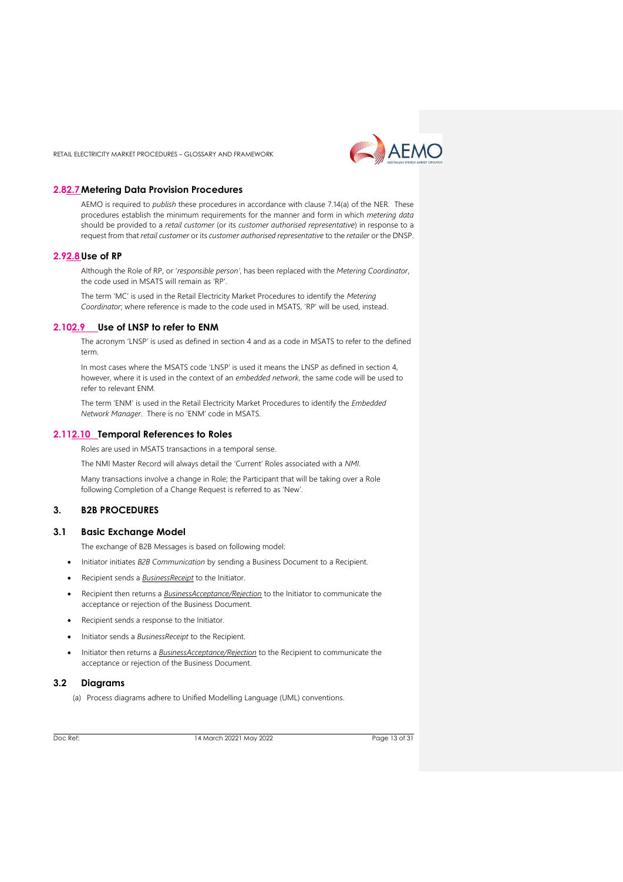### 2.82.7 Metering Data Provision Procedures

AEMO is required to *publish* these procedures in accordance with clause 7.14(a) of the NER. These procedures establish the minimum requirements for the manner and form in which *metering data* should be provided to a *retail customer* (or its *customer authorised representative*) in response to a request from that *retail customer* or its *customer authorised representative* to the *retailer* or the DNSP.

### 2.92.8 Use of RP

Although the Role of RP, or '*responsible person'*, has been replaced with the *Metering Coordinator*, the code used in MSATS will remain as 'RP'.

The term 'MC' is used in the Retail Electricity Market Procedures to identify the *Metering Coordinator*; where reference is made to the code used in MSATS, 'RP' will be used, instead.

### 2.102.9 Use of LNSP to refer to ENM

The acronym 'LNSP' is used as defined in section 4 and as a code in MSATS to refer to the defined term.

In most cases where the MSATS code 'LNSP' is used it means the LNSP as defined in section 4, however, where it is used in the context of an *embedded network*, the same code will be used to refer to relevant ENM.

The term 'ENM' is used in the Retail Electricity Market Procedures to identify the *Embedded Network Manager*. There is no 'ENM' code in MSATS.

### 2.112.10 Temporal References to Roles

Roles are used in MSATS transactions in a temporal sense.

The NMI Master Record will always detail the 'Current' Roles associated with a *NMI*.

Many transactions involve a change in Role; the Participant that will be taking over a Role following Completion of a Change Request is referred to as 'New'.

## 3. B2B PROCEDURES

### 3.1 Basic Exchange Model

The exchange of B2B Messages is based on following model:

- Initiator initiates *B2B Communication* by sending a Business Document to a Recipient.
- Recipient sends a *BusinessReceipt* to the Initiator.
- Recipient then returns a *BusinessAcceptance/Rejection* to the Initiator to communicate the acceptance or rejection of the Business Document.
- Recipient sends a response to the Initiator.
- Initiator sends a *BusinessReceipt* to the Recipient.
- Initiator then returns a *BusinessAcceptance/Rejection* to the Recipient to communicate the acceptance or rejection of the Business Document.

### 3.2 Diagrams

(a) Process diagrams adhere to Unified Modelling Language (UML) conventions.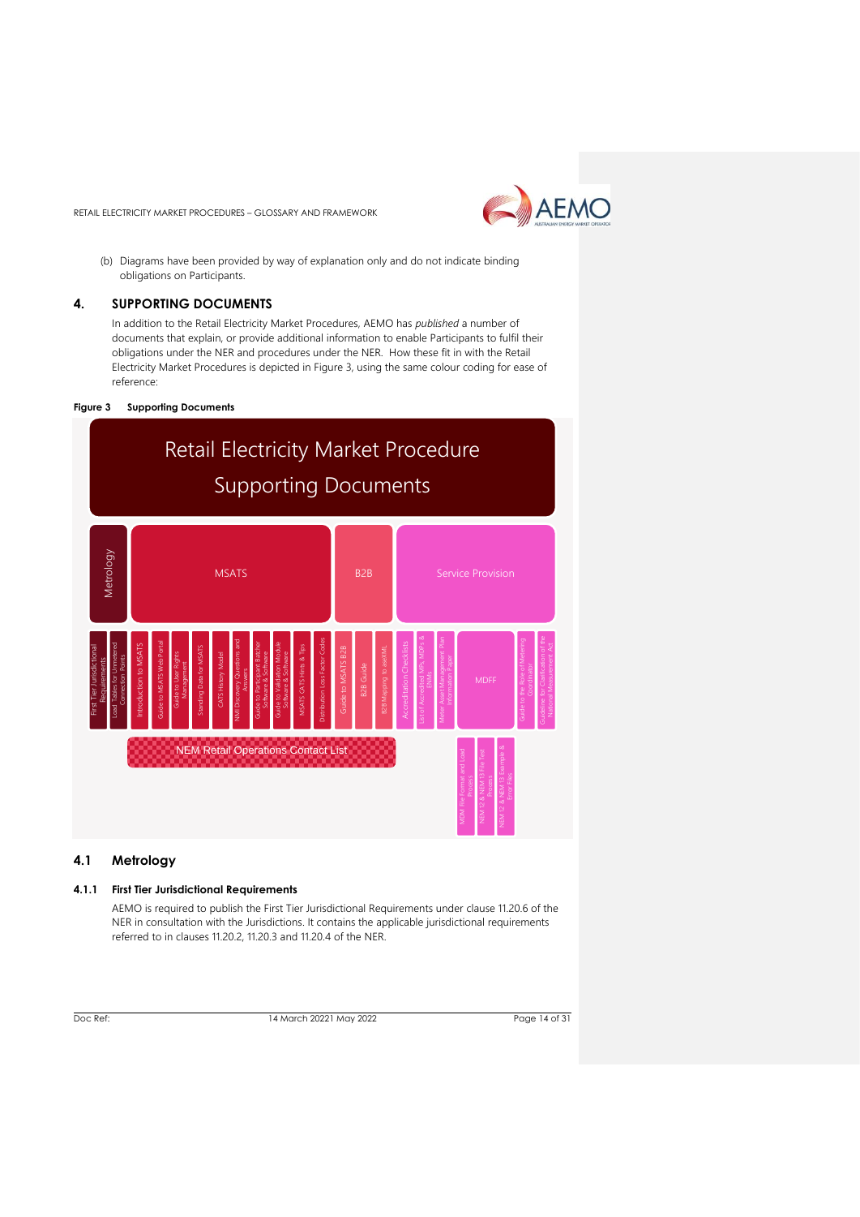(b) Diagrams have been provided by way of explanation only and do not indicate binding obligations on Participants.

## 4. SUPPORTING DOCUMENTS

In addition to the Retail Electricity Market Procedures, AEMO has *published* a number of documents that explain, or provide additional information to enable Participants to fulfil their obligations under the NER and procedures under the NER. How these fit in with the Retail Electricity Market Procedures is depicted in Figure 3, using the same colour coding for ease of reference:

**Figure 3 Supporting Documents**

Retail Electricity Market Procedure Supporting Documents

- Metrology
  - First Tier Jurisdictional Requirements
  - Load Tables for Unmetered Connection Points
- MSATS
  - Introduction to MSATS
  - Guide to MSATS Web Portal
  - Guide to User Rights Management
  - Standing Data for MSATS
  - CATS History Model
  - NMI Discovery Questions and Answers
  - Guide to Participant Batcher Software & Software
  - Guide to Validation Module Software & Software
  - MSATS CATS Hints & Tips
  - Distribution Loss Factor Codes
- B2B
  - Guide to MSATS B2B
  - B2B Guide
  - B2B Mapping to aseXML
- Service Provision
  - Accreditation Checklists
  - List of Accredited MPs, MDPs & ENMs
  - Meter Asset Management Plan Information Paper
  - MDFF
    - MDM File Format and Load Process
    - NEM 12 & NEM 13 File Test Process
    - NEM 12 & NEM 13 Example & Error Files
  - Guide to the Role of Metering Coordinator
  - Guideline for Clarification of the National Measurement Act

NEM Retail Operations Contact List

### 4.1 Metrology

#### 4.1.1 First Tier Jurisdictional Requirements

AEMO is required to publish the First Tier Jurisdictional Requirements under clause 11.20.6 of the NER in consultation with the Jurisdictions. It contains the applicable jurisdictional requirements referred to in clauses 11.20.2, 11.20.3 and 11.20.4 of the NER.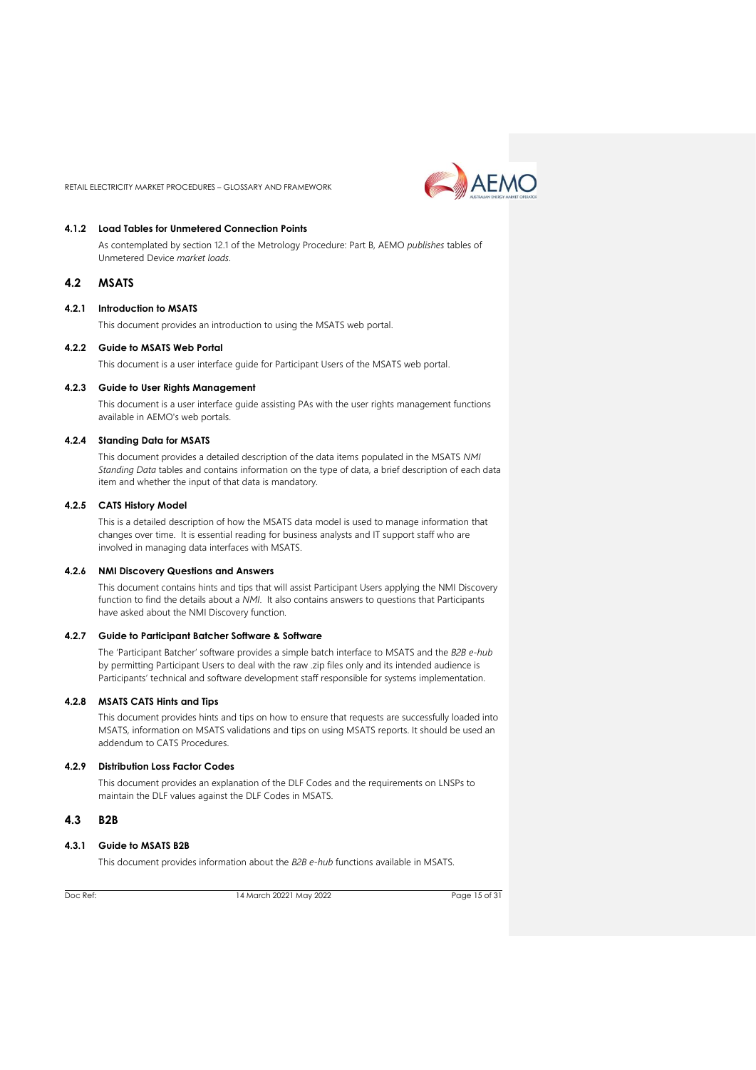#### 4.1.2 Load Tables for Unmetered Connection Points

As contemplated by section 12.1 of the Metrology Procedure: Part B, AEMO *publishes* tables of Unmetered Device *market loads*.

### 4.2 MSATS

#### 4.2.1 Introduction to MSATS

This document provides an introduction to using the MSATS web portal.

#### 4.2.2 Guide to MSATS Web Portal

This document is a user interface guide for Participant Users of the MSATS web portal.

#### 4.2.3 Guide to User Rights Management

This document is a user interface guide assisting PAs with the user rights management functions available in AEMO's web portals.

#### 4.2.4 Standing Data for MSATS

This document provides a detailed description of the data items populated in the MSATS *NMI Standing Data* tables and contains information on the type of data, a brief description of each data item and whether the input of that data is mandatory.

#### 4.2.5 CATS History Model

This is a detailed description of how the MSATS data model is used to manage information that changes over time. It is essential reading for business analysts and IT support staff who are involved in managing data interfaces with MSATS.

#### 4.2.6 NMI Discovery Questions and Answers

This document contains hints and tips that will assist Participant Users applying the NMI Discovery function to find the details about a *NMI*. It also contains answers to questions that Participants have asked about the NMI Discovery function.

#### 4.2.7 Guide to Participant Batcher Software & Software

The 'Participant Batcher' software provides a simple batch interface to MSATS and the *B2B e-hub* by permitting Participant Users to deal with the raw .zip files only and its intended audience is Participants' technical and software development staff responsible for systems implementation.

#### 4.2.8 MSATS CATS Hints and Tips

This document provides hints and tips on how to ensure that requests are successfully loaded into MSATS, information on MSATS validations and tips on using MSATS reports. It should be used an addendum to CATS Procedures.

#### 4.2.9 Distribution Loss Factor Codes

This document provides an explanation of the DLF Codes and the requirements on LNSPs to maintain the DLF values against the DLF Codes in MSATS.

### 4.3 B2B

#### 4.3.1 Guide to MSATS B2B

This document provides information about the *B2B e-hub* functions available in MSATS.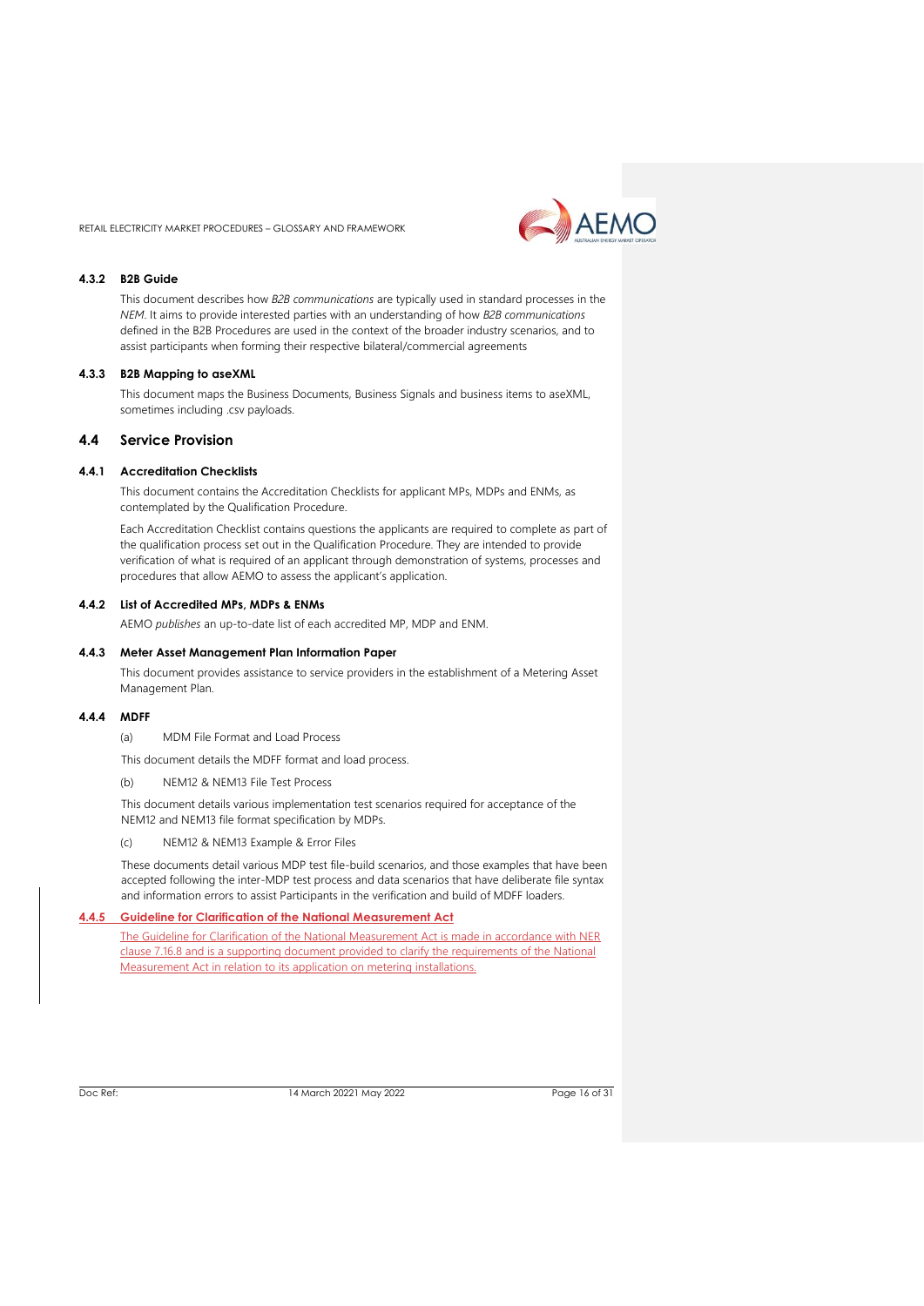#### 4.3.2 B2B Guide

This document describes how *B2B communications* are typically used in standard processes in the *NEM*. It aims to provide interested parties with an understanding of how *B2B communications* defined in the B2B Procedures are used in the context of the broader industry scenarios, and to assist participants when forming their respective bilateral/commercial agreements

#### 4.3.3 B2B Mapping to aseXML

This document maps the Business Documents, Business Signals and business items to aseXML, sometimes including .csv payloads.

### 4.4 Service Provision

#### 4.4.1 Accreditation Checklists

This document contains the Accreditation Checklists for applicant MPs, MDPs and ENMs, as contemplated by the Qualification Procedure.

Each Accreditation Checklist contains questions the applicants are required to complete as part of the qualification process set out in the Qualification Procedure. They are intended to provide verification of what is required of an applicant through demonstration of systems, processes and procedures that allow AEMO to assess the applicant's application.

#### 4.4.2 List of Accredited MPs, MDPs & ENMs

AEMO *publishes* an up-to-date list of each accredited MP, MDP and ENM.

#### 4.4.3 Meter Asset Management Plan Information Paper

This document provides assistance to service providers in the establishment of a Metering Asset Management Plan.

#### 4.4.4 MDFF

(a) MDM File Format and Load Process

This document details the MDFF format and load process.

(b) NEM12 & NEM13 File Test Process

This document details various implementation test scenarios required for acceptance of the NEM12 and NEM13 file format specification by MDPs.

(c) NEM12 & NEM13 Example & Error Files

These documents detail various MDP test file-build scenarios, and those examples that have been accepted following the inter-MDP test process and data scenarios that have deliberate file syntax and information errors to assist Participants in the verification and build of MDFF loaders.

#### 4.4.5 Guideline for Clarification of the National Measurement Act

The Guideline for Clarification of the National Measurement Act is made in accordance with NER clause 7.16.8 and is a supporting document provided to clarify the requirements of the National Measurement Act in relation to its application on metering installations.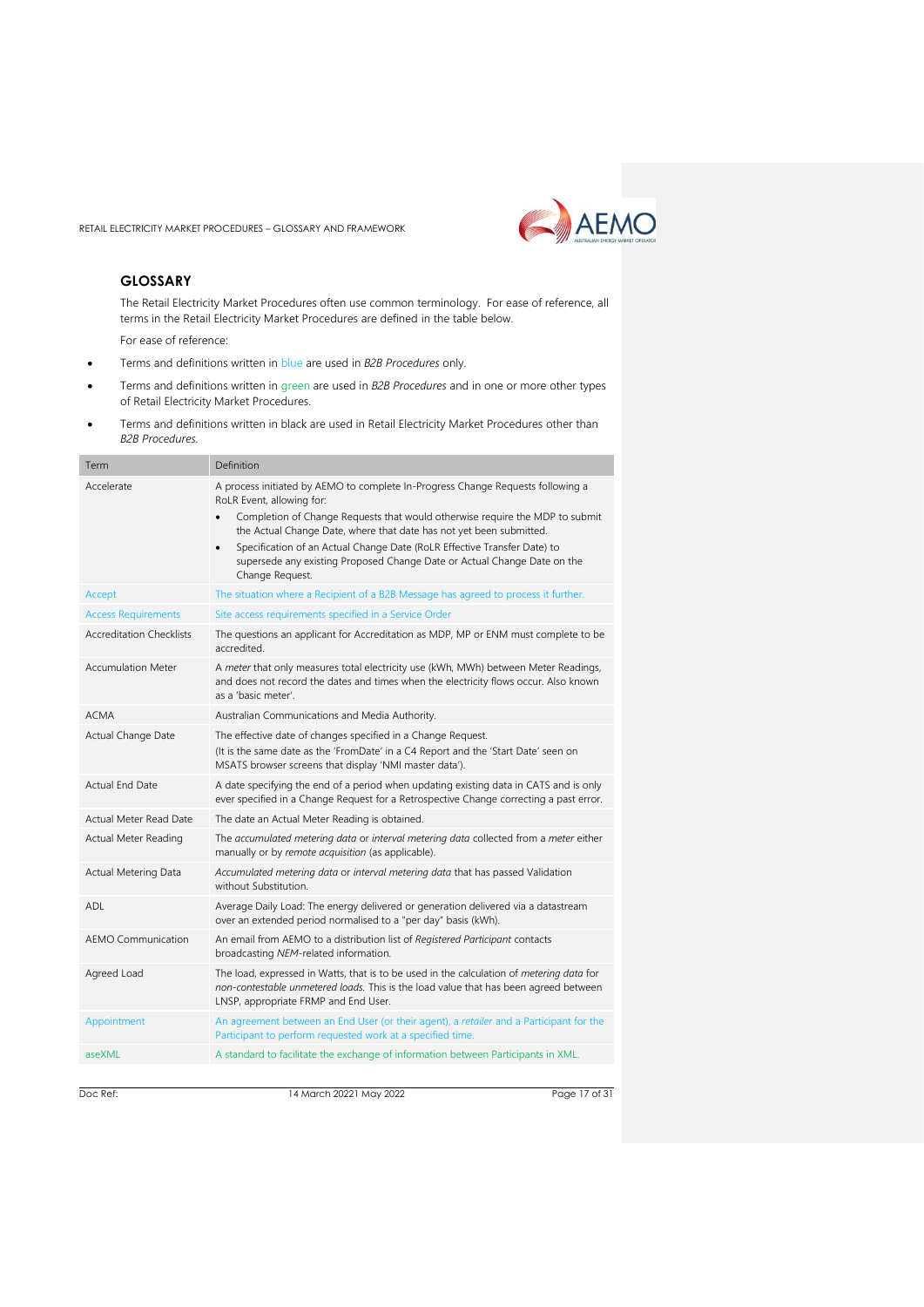## GLOSSARY

The Retail Electricity Market Procedures often use common terminology. For ease of reference, all terms in the Retail Electricity Market Procedures are defined in the table below.

For ease of reference:

- Terms and definitions written in blue are used in *B2B Procedures* only.
- Terms and definitions written in green are used in *B2B Procedures* and in one or more other types of Retail Electricity Market Procedures.
- Terms and definitions written in black are used in Retail Electricity Market Procedures other than *B2B Procedures*.

| Term | Definition |
|---|---|
| Accelerate | A process initiated by AEMO to complete In-Progress Change Requests following a RoLR Event, allowing for:<br>• Completion of Change Requests that would otherwise require the MDP to submit the Actual Change Date, where that date has not yet been submitted.<br>• Specification of an Actual Change Date (RoLR Effective Transfer Date) to supersede any existing Proposed Change Date or Actual Change Date on the Change Request. |
| Accept | The situation where a Recipient of a B2B Message has agreed to process it further. |
| Access Requirements | Site access requirements specified in a Service Order |
| Accreditation Checklists | The questions an applicant for Accreditation as MDP, MP or ENM must complete to be accredited. |
| Accumulation Meter | A *meter* that only measures total electricity use (kWh, MWh) between Meter Readings, and does not record the dates and times when the electricity flows occur. Also known as a 'basic meter'. |
| ACMA | Australian Communications and Media Authority. |
| Actual Change Date | The effective date of changes specified in a Change Request.<br>(It is the same date as the 'FromDate' in a C4 Report and the 'Start Date' seen on MSATS browser screens that display 'NMI master data'). |
| Actual End Date | A date specifying the end of a period when updating existing data in CATS and is only ever specified in a Change Request for a Retrospective Change correcting a past error. |
| Actual Meter Read Date | The date an Actual Meter Reading is obtained. |
| Actual Meter Reading | The *accumulated metering data* or *interval metering data* collected from a *meter* either manually or by *remote acquisition* (as applicable). |
| Actual Metering Data | *Accumulated metering data* or *interval metering data* that has passed Validation without Substitution. |
| ADL | Average Daily Load: The energy delivered or generation delivered via a datastream over an extended period normalised to a "per day" basis (kWh). |
| AEMO Communication | An email from AEMO to a distribution list of *Registered Participant* contacts broadcasting *NEM*-related information. |
| Agreed Load | The load, expressed in Watts, that is to be used in the calculation of *metering data* for *non-contestable unmetered loads*. This is the load value that has been agreed between LNSP, appropriate FRMP and End User. |
| Appointment | An agreement between an End User (or their agent), a *retailer* and a Participant for the Participant to perform requested work at a specified time. |
| aseXML | A standard to facilitate the exchange of information between Participants in XML. |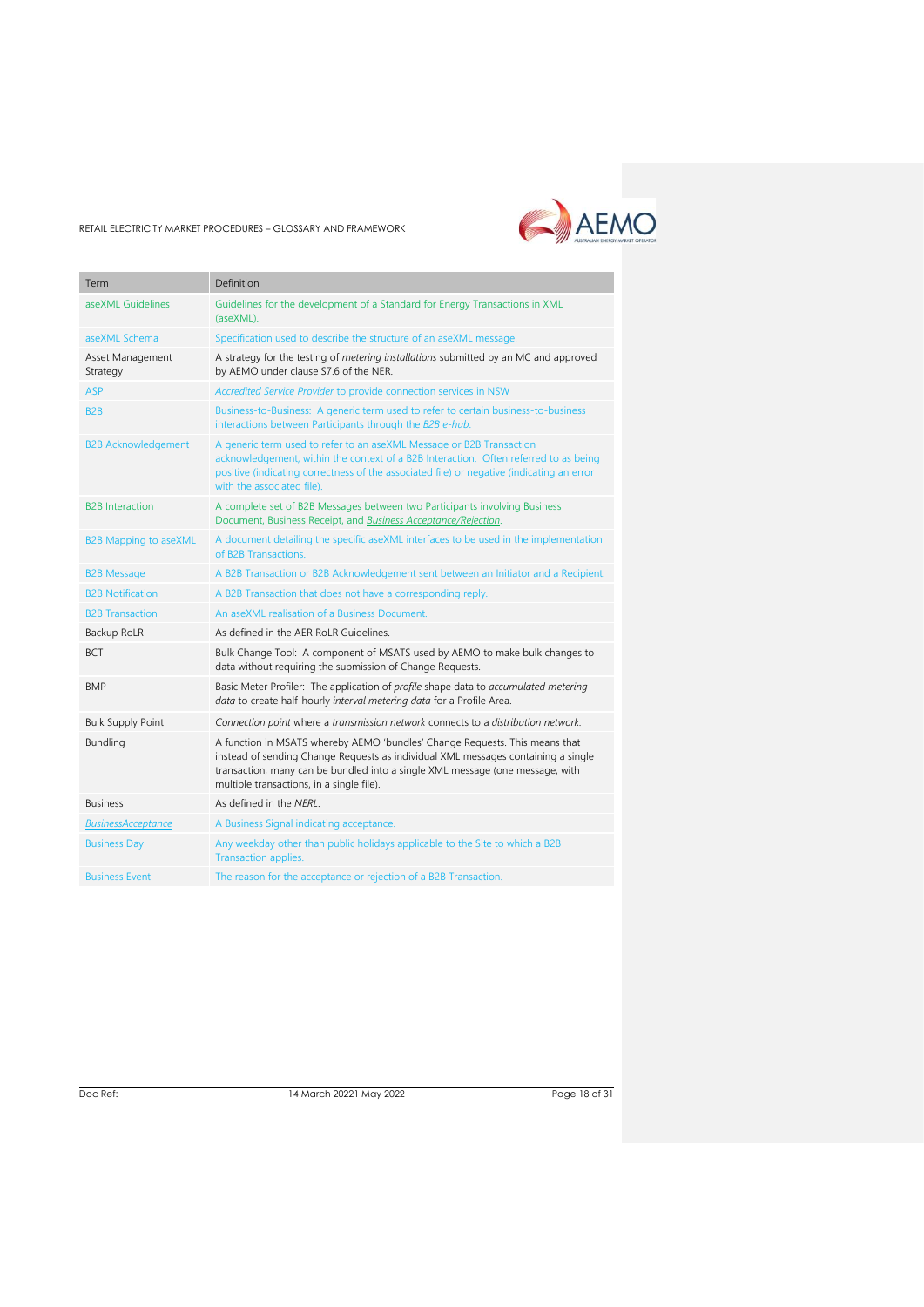| Term | Definition |
| --- | --- |
| aseXML Guidelines | Guidelines for the development of a Standard for Energy Transactions in XML (aseXML). |
| aseXML Schema | Specification used to describe the structure of an aseXML message. |
| Asset Management Strategy | A strategy for the testing of *metering installations* submitted by an MC and approved by AEMO under clause S7.6 of the NER. |
| ASP | *Accredited Service Provider* to provide connection services in NSW |
| B2B | Business-to-Business: A generic term used to refer to certain business-to-business interactions between Participants through the *B2B e-hub*. |
| B2B Acknowledgement | A generic term used to refer to an aseXML Message or B2B Transaction acknowledgement, within the context of a B2B Interaction. Often referred to as being positive (indicating correctness of the associated file) or negative (indicating an error with the associated file). |
| B2B Interaction | A complete set of B2B Messages between two Participants involving Business Document, Business Receipt, and *Business Acceptance/Rejection*. |
| B2B Mapping to aseXML | A document detailing the specific aseXML interfaces to be used in the implementation of B2B Transactions. |
| B2B Message | A B2B Transaction or B2B Acknowledgement sent between an Initiator and a Recipient. |
| B2B Notification | A B2B Transaction that does not have a corresponding reply. |
| B2B Transaction | An aseXML realisation of a Business Document. |
| Backup RoLR | As defined in the AER RoLR Guidelines. |
| BCT | Bulk Change Tool: A component of MSATS used by AEMO to make bulk changes to data without requiring the submission of Change Requests. |
| BMP | Basic Meter Profiler: The application of *profile* shape data to *accumulated metering data* to create half-hourly *interval metering data* for a Profile Area. |
| Bulk Supply Point | *Connection point* where a *transmission network* connects to a *distribution network*. |
| Bundling | A function in MSATS whereby AEMO 'bundles' Change Requests. This means that instead of sending Change Requests as individual XML messages containing a single transaction, many can be bundled into a single XML message (one message, with multiple transactions, in a single file). |
| Business | As defined in the *NERL*. |
| *BusinessAcceptance* | A Business Signal indicating acceptance. |
| Business Day | Any weekday other than public holidays applicable to the Site to which a B2B Transaction applies. |
| Business Event | The reason for the acceptance or rejection of a B2B Transaction. |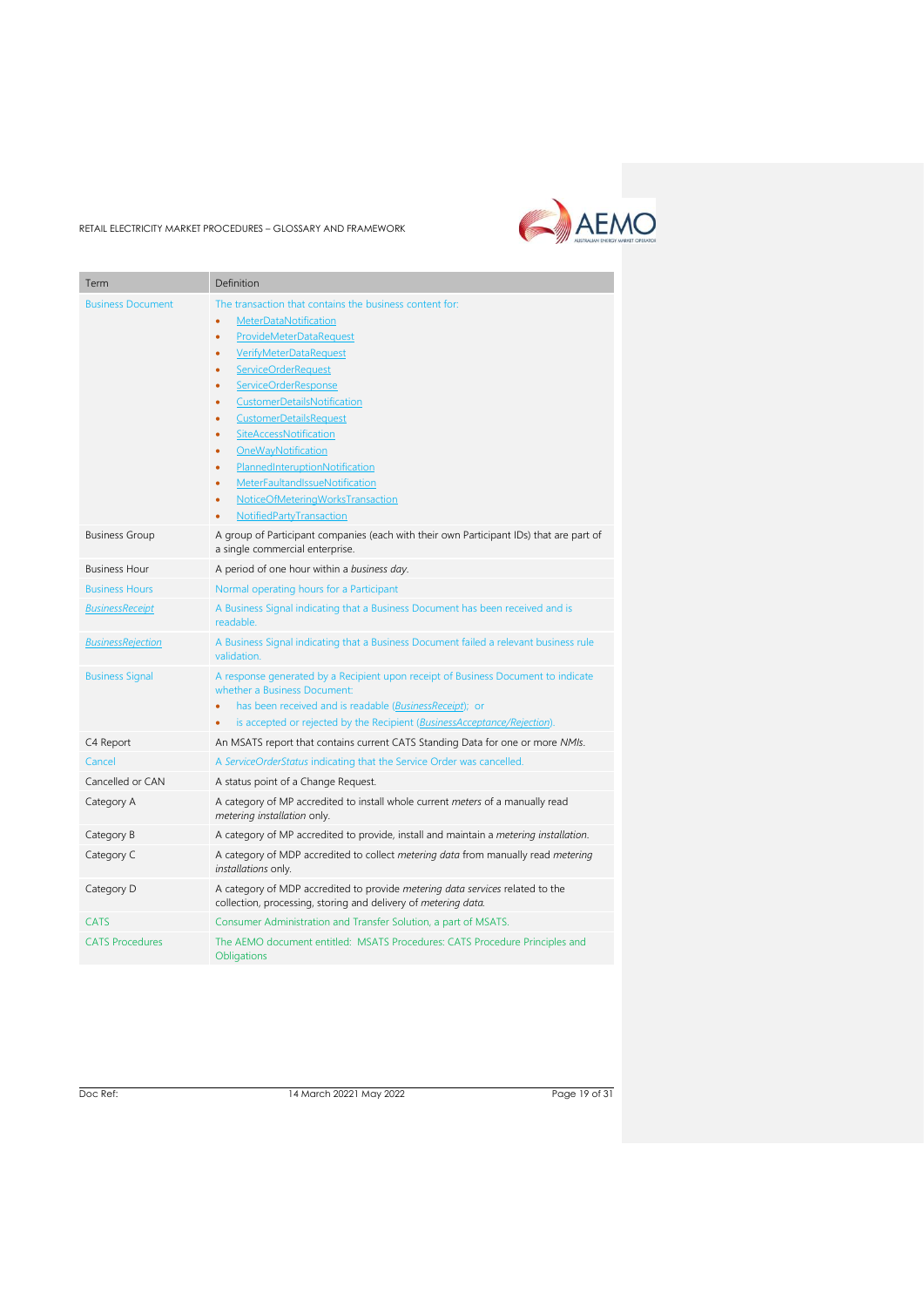| Term | Definition |
| --- | --- |
| Business Document | The transaction that contains the business content for:<br>• MeterDataNotification<br>• ProvideMeterDataRequest<br>• VerifyMeterDataRequest<br>• ServiceOrderRequest<br>• ServiceOrderResponse<br>• CustomerDetailsNotification<br>• CustomerDetailsRequest<br>• SiteAccessNotification<br>• OneWayNotification<br>• PlannedInteruptionNotification<br>• MeterFaultandIssueNotification<br>• NoticeOfMeteringWorksTransaction<br>• NotifiedPartyTransaction |
| Business Group | A group of Participant companies (each with their own Participant IDs) that are part of a single commercial enterprise. |
| Business Hour | A period of one hour within a *business day*. |
| Business Hours | Normal operating hours for a Participant |
| *BusinessReceipt* | A Business Signal indicating that a Business Document has been received and is readable. |
| *BusinessRejection* | A Business Signal indicating that a Business Document failed a relevant business rule validation. |
| Business Signal | A response generated by a Recipient upon receipt of Business Document to indicate whether a Business Document:<br>• has been received and is readable (*BusinessReceipt*); or<br>• is accepted or rejected by the Recipient (*BusinessAcceptance/Rejection*). |
| C4 Report | An MSATS report that contains current CATS Standing Data for one or more *NMIs*. |
| Cancel | A *ServiceOrderStatus* indicating that the Service Order was cancelled. |
| Cancelled or CAN | A status point of a Change Request. |
| Category A | A category of MP accredited to install whole current *meters* of a manually read *metering installation* only. |
| Category B | A category of MP accredited to provide, install and maintain a *metering installation*. |
| Category C | A category of MDP accredited to collect *metering data* from manually read *metering installations* only. |
| Category D | A category of MDP accredited to provide *metering data services* related to the collection, processing, storing and delivery of *metering data*. |
| CATS | Consumer Administration and Transfer Solution, a part of MSATS. |
| CATS Procedures | The AEMO document entitled: MSATS Procedures: CATS Procedure Principles and Obligations |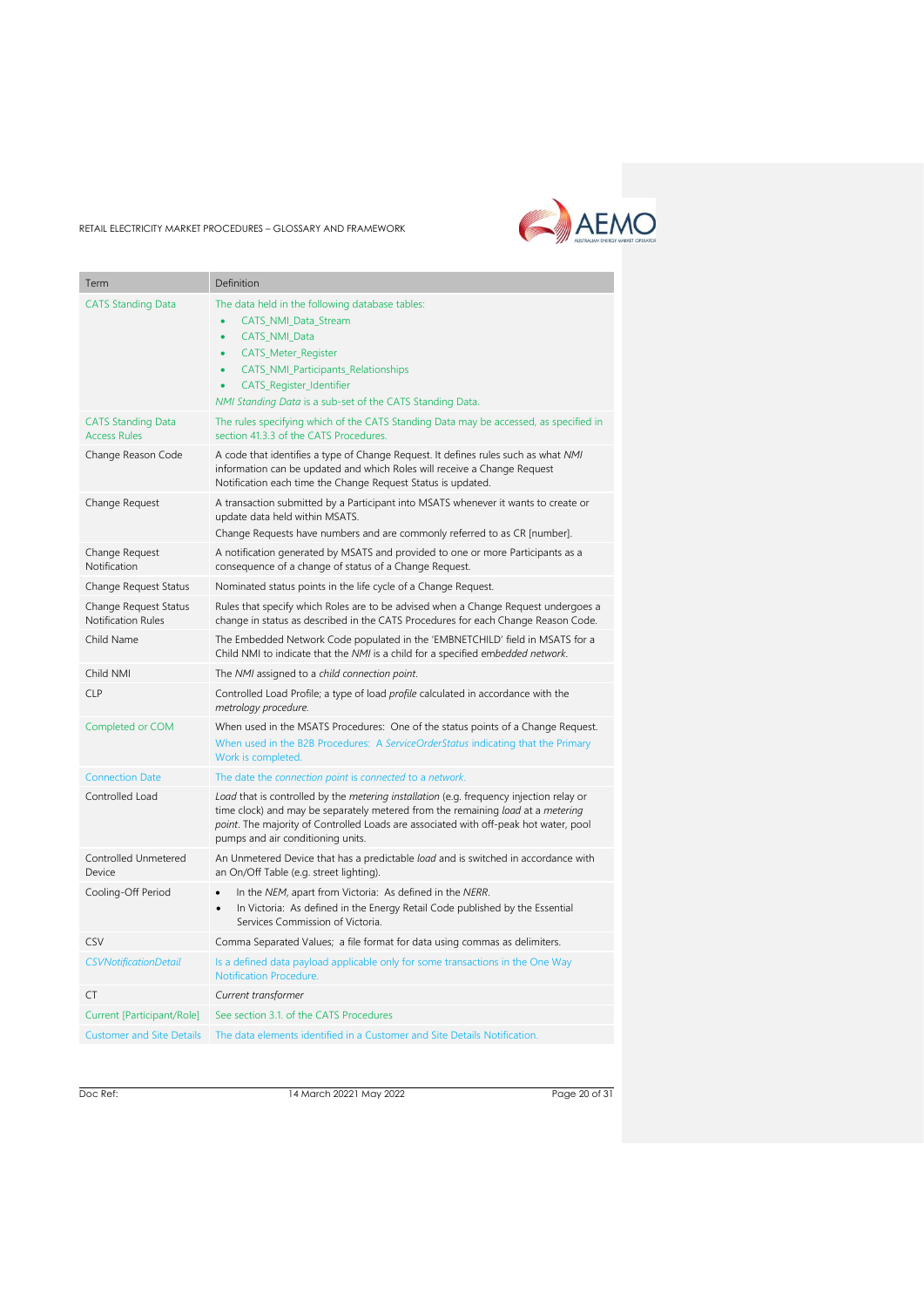| Term | Definition |
|---|---|
| CATS Standing Data | The data held in the following database tables: <br>• CATS_NMI_Data_Stream <br>• CATS_NMI_Data <br>• CATS_Meter_Register <br>• CATS_NMI_Participants_Relationships <br>• CATS_Register_Identifier <br>*NMI Standing Data* is a sub-set of the CATS Standing Data. |
| CATS Standing Data Access Rules | The rules specifying which of the CATS Standing Data may be accessed, as specified in section 41.3.3 of the CATS Procedures. |
| Change Reason Code | A code that identifies a type of Change Request. It defines rules such as what *NMI* information can be updated and which Roles will receive a Change Request Notification each time the Change Request Status is updated. |
| Change Request | A transaction submitted by a Participant into MSATS whenever it wants to create or update data held within MSATS. <br>Change Requests have numbers and are commonly referred to as CR [number]. |
| Change Request Notification | A notification generated by MSATS and provided to one or more Participants as a consequence of a change of status of a Change Request. |
| Change Request Status | Nominated status points in the life cycle of a Change Request. |
| Change Request Status Notification Rules | Rules that specify which Roles are to be advised when a Change Request undergoes a change in status as described in the CATS Procedures for each Change Reason Code. |
| Child Name | The Embedded Network Code populated in the 'EMBNETCHILD' field in MSATS for a Child NMI to indicate that the *NMI* is a child for a specified *embedded network*. |
| Child NMI | The *NMI* assigned to a *child connection point*. |
| CLP | Controlled Load Profile; a type of load *profile* calculated in accordance with the *metrology procedure*. |
| Completed or COM | When used in the MSATS Procedures: One of the status points of a Change Request. <br>When used in the B2B Procedures: A *ServiceOrderStatus* indicating that the Primary Work is completed. |
| Connection Date | The date the *connection point* is *connected* to a *network*. |
| Controlled Load | *Load* that is controlled by the *metering installation* (e.g. frequency injection relay or time clock) and may be separately metered from the remaining *load* at a *metering point*. The majority of Controlled Loads are associated with off-peak hot water, pool pumps and air conditioning units. |
| Controlled Unmetered Device | An Unmetered Device that has a predictable *load* and is switched in accordance with an On/Off Table (e.g. street lighting). |
| Cooling-Off Period | • In the *NEM*, apart from Victoria: As defined in the *NERR*. <br>• In Victoria: As defined in the Energy Retail Code published by the Essential Services Commission of Victoria. |
| CSV | Comma Separated Values; a file format for data using commas as delimiters. |
| *CSVNotificationDetail* | Is a defined data payload applicable only for some transactions in the One Way Notification Procedure. |
| CT | *Current transformer* |
| Current [Participant/Role] | See section 3.1. of the CATS Procedures |
| Customer and Site Details | The data elements identified in a Customer and Site Details Notification. |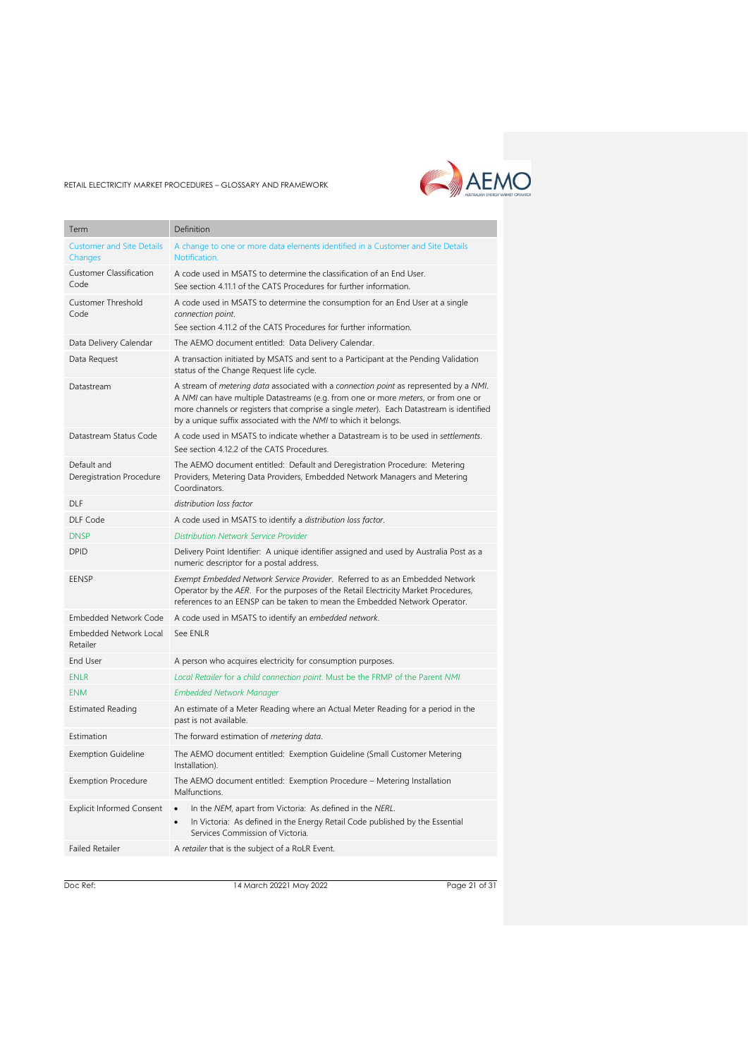| Term | Definition |
| --- | --- |
| Customer and Site Details Changes | A change to one or more data elements identified in a Customer and Site Details Notification. |
| Customer Classification Code | A code used in MSATS to determine the classification of an End User.<br>See section 4.11.1 of the CATS Procedures for further information. |
| Customer Threshold Code | A code used in MSATS to determine the consumption for an End User at a single *connection point*.<br>See section 4.11.2 of the CATS Procedures for further information. |
| Data Delivery Calendar | The AEMO document entitled: Data Delivery Calendar. |
| Data Request | A transaction initiated by MSATS and sent to a Participant at the Pending Validation status of the Change Request life cycle. |
| Datastream | A stream of *metering data* associated with a *connection point* as represented by a *NMI*. A *NMI* can have multiple Datastreams (e.g. from one or more *meters*, or from one or more channels or registers that comprise a single *meter*). Each Datastream is identified by a unique suffix associated with the *NMI* to which it belongs. |
| Datastream Status Code | A code used in MSATS to indicate whether a Datastream is to be used in *settlements*.<br>See section 4.12.2 of the CATS Procedures. |
| Default and Deregistration Procedure | The AEMO document entitled: Default and Deregistration Procedure: Metering Providers, Metering Data Providers, Embedded Network Managers and Metering Coordinators. |
| DLF | *distribution loss factor* |
| DLF Code | A code used in MSATS to identify a *distribution loss factor*. |
| DNSP | *Distribution Network Service Provider* |
| DPID | Delivery Point Identifier: A unique identifier assigned and used by Australia Post as a numeric descriptor for a postal address. |
| EENSP | *Exempt Embedded Network Service Provider*. Referred to as an Embedded Network Operator by the *AER*. For the purposes of the Retail Electricity Market Procedures, references to an EENSP can be taken to mean the Embedded Network Operator. |
| Embedded Network Code | A code used in MSATS to identify an *embedded network*. |
| Embedded Network Local Retailer | See ENLR |
| End User | A person who acquires electricity for consumption purposes. |
| ENLR | *Local Retailer* for a *child connection point*. Must be the FRMP of the Parent *NMI* |
| ENM | *Embedded Network Manager* |
| Estimated Reading | An estimate of a Meter Reading where an Actual Meter Reading for a period in the past is not available. |
| Estimation | The forward estimation of *metering data*. |
| Exemption Guideline | The AEMO document entitled: Exemption Guideline (Small Customer Metering Installation). |
| Exemption Procedure | The AEMO document entitled: Exemption Procedure – Metering Installation Malfunctions. |
| Explicit Informed Consent | • In the *NEM*, apart from Victoria: As defined in the *NERL*.<br>• In Victoria: As defined in the Energy Retail Code published by the Essential Services Commission of Victoria. |
| Failed Retailer | A *retailer* that is the subject of a RoLR Event. |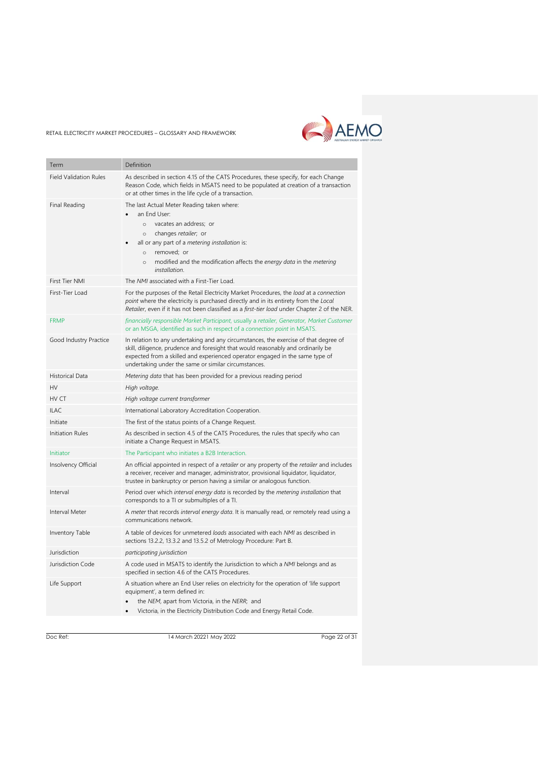| Term | Definition |
|---|---|
| Field Validation Rules | As described in section 4.15 of the CATS Procedures, these specify, for each Change Reason Code, which fields in MSATS need to be populated at creation of a transaction or at other times in the life cycle of a transaction. |
| Final Reading | The last Actual Meter Reading taken where:<br>• an End User:<br>  ○ vacates an address; or<br>  ○ changes *retailer*; or<br>• all or any part of a *metering installation* is:<br>  ○ removed; or<br>  ○ modified and the modification affects the *energy data* in the *metering installation*. |
| First Tier NMI | The *NMI* associated with a First-Tier Load. |
| First-Tier Load | For the purposes of the Retail Electricity Market Procedures, the *load* at a *connection point* where the electricity is purchased directly and in its entirety from the *Local Retailer*, even if it has not been classified as a *first-tier load* under Chapter 2 of the NER. |
| FRMP | *financially responsible Market Participant*, usually a *retailer, Generator, Market Customer* or an MSGA, identified as such in respect of a *connection point* in MSATS. |
| Good Industry Practice | In relation to any undertaking and any circumstances, the exercise of that degree of skill, diligence, prudence and foresight that would reasonably and ordinarily be expected from a skilled and experienced operator engaged in the same type of undertaking under the same or similar circumstances. |
| Historical Data | *Metering data* that has been provided for a previous reading period |
| HV | *High voltage*. |
| HV CT | *High voltage current transformer* |
| ILAC | International Laboratory Accreditation Cooperation. |
| Initiate | The first of the status points of a Change Request. |
| Initiation Rules | As described in section 4.5 of the CATS Procedures, the rules that specify who can initiate a Change Request in MSATS. |
| Initiator | The Participant who initiates a B2B Interaction. |
| Insolvency Official | An official appointed in respect of a *retailer* or any property of the *retailer* and includes a receiver, receiver and manager, administrator, provisional liquidator, liquidator, trustee in bankruptcy or person having a similar or analogous function. |
| Interval | Period over which *interval energy data* is recorded by the *metering installation* that corresponds to a TI or submultiples of a TI. |
| Interval Meter | A *meter* that records *interval energy data*. It is manually read, or remotely read using a communications network. |
| Inventory Table | A table of devices for unmetered *loads* associated with each *NMI* as described in sections 13.2.2, 13.3.2 and 13.5.2 of Metrology Procedure: Part B. |
| Jurisdiction | *participating jurisdiction* |
| Jurisdiction Code | A code used in MSATS to identify the Jurisdiction to which a *NMI* belongs and as specified in section 4.6 of the CATS Procedures. |
| Life Support | A situation where an End User relies on electricity for the operation of 'life support equipment', a term defined in:<br>• the *NEM*, apart from Victoria, in the *NERR*; and<br>• Victoria, in the Electricity Distribution Code and Energy Retail Code. |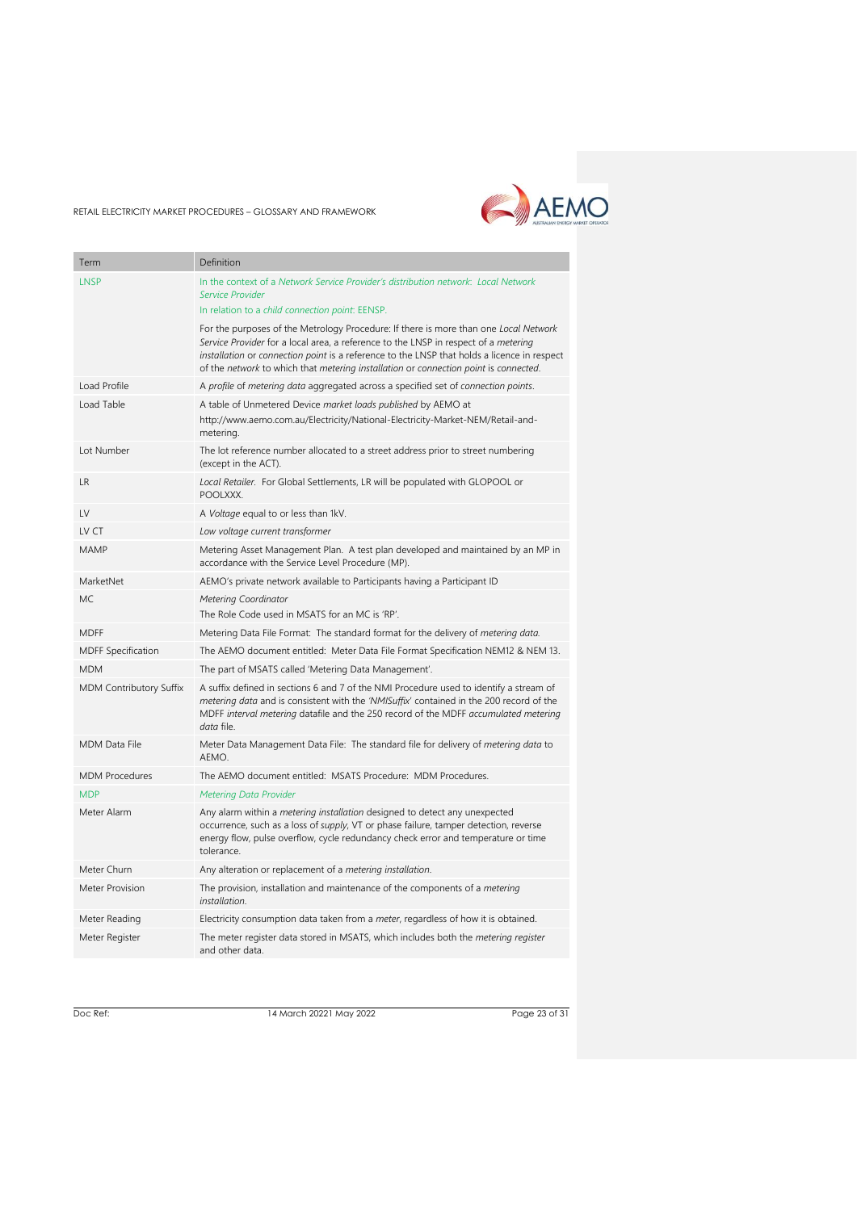| Term | Definition |
| --- | --- |
| LNSP | In the context of a *Network Service Provider's distribution network*: *Local Network Service Provider*<br>In relation to a *child connection point*: EENSP.<br>For the purposes of the Metrology Procedure: If there is more than one *Local Network Service Provider* for a local area, a reference to the LNSP in respect of a *metering installation* or *connection point* is a reference to the LNSP that holds a licence in respect of the *network* to which that *metering installation* or *connection point* is *connected*. |
| Load Profile | A *profile* of *metering data* aggregated across a specified set of *connection points*. |
| Load Table | A table of Unmetered Device *market loads published* by AEMO at http://www.aemo.com.au/Electricity/National-Electricity-Market-NEM/Retail-and-metering. |
| Lot Number | The lot reference number allocated to a street address prior to street numbering (except in the ACT). |
| LR | *Local Retailer*. For Global Settlements, LR will be populated with GLOPOOL or POOLXXX. |
| LV | A *Voltage* equal to or less than 1kV. |
| LV CT | *Low voltage current transformer* |
| MAMP | Metering Asset Management Plan. A test plan developed and maintained by an MP in accordance with the Service Level Procedure (MP). |
| MarketNet | AEMO's private network available to Participants having a Participant ID |
| MC | *Metering Coordinator*<br>The Role Code used in MSATS for an MC is 'RP'. |
| MDFF | Metering Data File Format: The standard format for the delivery of *metering data*. |
| MDFF Specification | The AEMO document entitled: Meter Data File Format Specification NEM12 & NEM 13. |
| MDM | The part of MSATS called 'Metering Data Management'. |
| MDM Contributory Suffix | A suffix defined in sections 6 and 7 of the NMI Procedure used to identify a stream of *metering data* and is consistent with the *'NMISuffix'* contained in the 200 record of the MDFF *interval metering* datafile and the 250 record of the MDFF *accumulated metering data* file. |
| MDM Data File | Meter Data Management Data File: The standard file for delivery of *metering data* to AEMO. |
| MDM Procedures | The AEMO document entitled: MSATS Procedure: MDM Procedures. |
| MDP | *Metering Data Provider* |
| Meter Alarm | Any alarm within a *metering installation* designed to detect any unexpected occurrence, such as a loss of *supply*, VT or phase failure, tamper detection, reverse energy flow, pulse overflow, cycle redundancy check error and temperature or time tolerance. |
| Meter Churn | Any alteration or replacement of a *metering installation*. |
| Meter Provision | The provision, installation and maintenance of the components of a *metering installation*. |
| Meter Reading | Electricity consumption data taken from a *meter*, regardless of how it is obtained. |
| Meter Register | The meter register data stored in MSATS, which includes both the *metering register* and other data. |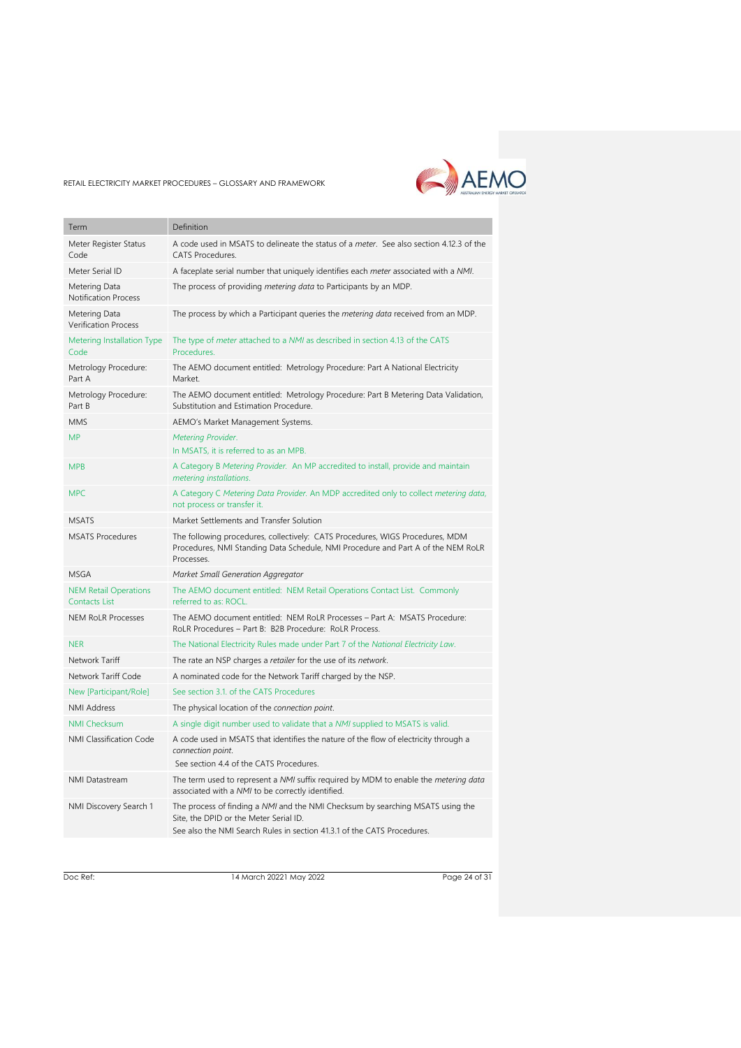| Term | Definition |
| --- | --- |
| Meter Register Status Code | A code used in MSATS to delineate the status of a *meter*. See also section 4.12.3 of the CATS Procedures. |
| Meter Serial ID | A faceplate serial number that uniquely identifies each *meter* associated with a *NMI*. |
| Metering Data Notification Process | The process of providing *metering data* to Participants by an MDP. |
| Metering Data Verification Process | The process by which a Participant queries the *metering data* received from an MDP. |
| Metering Installation Type Code | The type of *meter* attached to a *NMI* as described in section 4.13 of the CATS Procedures. |
| Metrology Procedure: Part A | The AEMO document entitled: Metrology Procedure: Part A National Electricity Market. |
| Metrology Procedure: Part B | The AEMO document entitled: Metrology Procedure: Part B Metering Data Validation, Substitution and Estimation Procedure. |
| MMS | AEMO's Market Management Systems. |
| MP | *Metering Provider*.<br>In MSATS, it is referred to as an MPB. |
| MPB | A Category B *Metering Provider*. An MP accredited to install, provide and maintain *metering installations*. |
| MPC | A Category C *Metering Data Provider*. An MDP accredited only to collect *metering data*, not process or transfer it. |
| MSATS | Market Settlements and Transfer Solution |
| MSATS Procedures | The following procedures, collectively: CATS Procedures, WIGS Procedures, MDM Procedures, NMI Standing Data Schedule, NMI Procedure and Part A of the NEM RoLR Processes. |
| MSGA | *Market Small Generation Aggregator* |
| NEM Retail Operations Contacts List | The AEMO document entitled: NEM Retail Operations Contact List. Commonly referred to as: ROCL. |
| NEM RoLR Processes | The AEMO document entitled: NEM RoLR Processes – Part A: MSATS Procedure: RoLR Procedures – Part B: B2B Procedure: RoLR Process. |
| NER | The National Electricity Rules made under Part 7 of the *National Electricity Law*. |
| Network Tariff | The rate an NSP charges a *retailer* for the use of its *network*. |
| Network Tariff Code | A nominated code for the Network Tariff charged by the NSP. |
| New [Participant/Role] | See section 3.1. of the CATS Procedures |
| NMI Address | The physical location of the *connection point*. |
| NMI Checksum | A single digit number used to validate that a *NMI* supplied to MSATS is valid. |
| NMI Classification Code | A code used in MSATS that identifies the nature of the flow of electricity through a *connection point*.<br>See section 4.4 of the CATS Procedures. |
| NMI Datastream | The term used to represent a *NMI* suffix required by MDM to enable the *metering data* associated with a *NMI* to be correctly identified. |
| NMI Discovery Search 1 | The process of finding a *NMI* and the NMI Checksum by searching MSATS using the Site, the DPID or the Meter Serial ID.<br>See also the NMI Search Rules in section 41.3.1 of the CATS Procedures. |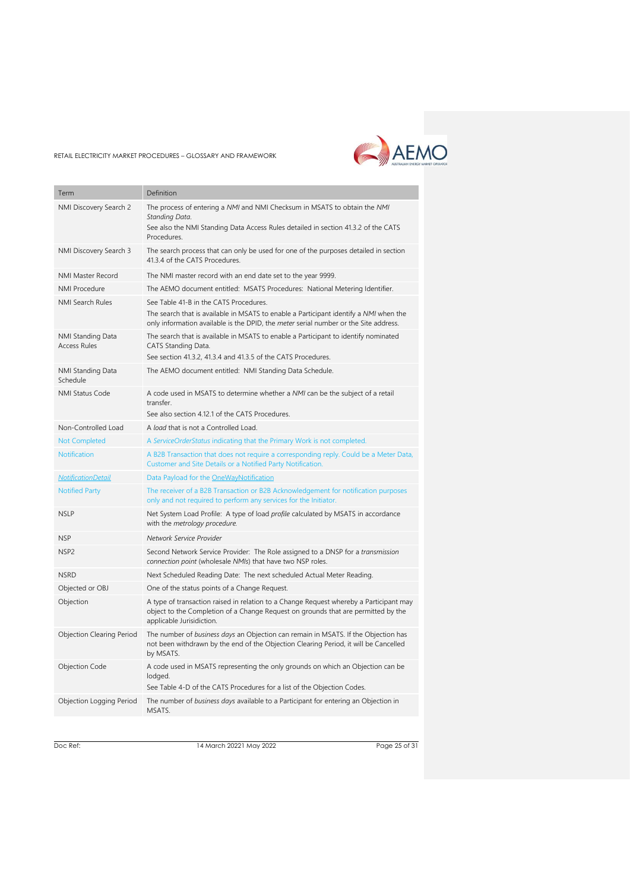| Term | Definition |
| --- | --- |
| NMI Discovery Search 2 | The process of entering a *NMI* and NMI Checksum in MSATS to obtain the *NMI Standing Data*.<br>See also the NMI Standing Data Access Rules detailed in section 41.3.2 of the CATS Procedures. |
| NMI Discovery Search 3 | The search process that can only be used for one of the purposes detailed in section 41.3.4 of the CATS Procedures. |
| NMI Master Record | The NMI master record with an end date set to the year 9999. |
| NMI Procedure | The AEMO document entitled: MSATS Procedures: National Metering Identifier. |
| NMI Search Rules | See Table 41-B in the CATS Procedures.<br>The search that is available in MSATS to enable a Participant identify a *NMI* when the only information available is the DPID, the *meter* serial number or the Site address. |
| NMI Standing Data Access Rules | The search that is available in MSATS to enable a Participant to identify nominated CATS Standing Data.<br>See section 41.3.2, 41.3.4 and 41.3.5 of the CATS Procedures. |
| NMI Standing Data Schedule | The AEMO document entitled: NMI Standing Data Schedule. |
| NMI Status Code | A code used in MSATS to determine whether a *NMI* can be the subject of a retail transfer.<br>See also section 4.12.1 of the CATS Procedures. |
| Non-Controlled Load | A *load* that is not a Controlled Load. |
| Not Completed | A *ServiceOrderStatus* indicating that the Primary Work is not completed. |
| Notification | A B2B Transaction that does not require a corresponding reply. Could be a Meter Data, Customer and Site Details or a Notified Party Notification. |
| *NotificationDetail* | Data Payload for the OneWayNotification |
| Notified Party | The receiver of a B2B Transaction or B2B Acknowledgement for notification purposes only and not required to perform any services for the Initiator. |
| NSLP | Net System Load Profile: A type of load *profile* calculated by MSATS in accordance with the *metrology procedure*. |
| NSP | *Network Service Provider* |
| NSP2 | Second Network Service Provider: The Role assigned to a DNSP for a *transmission connection point* (wholesale *NMIs*) that have two NSP roles. |
| NSRD | Next Scheduled Reading Date: The next scheduled Actual Meter Reading. |
| Objected or OBJ | One of the status points of a Change Request. |
| Objection | A type of transaction raised in relation to a Change Request whereby a Participant may object to the Completion of a Change Request on grounds that are permitted by the applicable Jurisidiction. |
| Objection Clearing Period | The number of *business days* an Objection can remain in MSATS. If the Objection has not been withdrawn by the end of the Objection Clearing Period, it will be Cancelled by MSATS. |
| Objection Code | A code used in MSATS representing the only grounds on which an Objection can be lodged.<br>See Table 4-D of the CATS Procedures for a list of the Objection Codes. |
| Objection Logging Period | The number of *business days* available to a Participant for entering an Objection in MSATS. |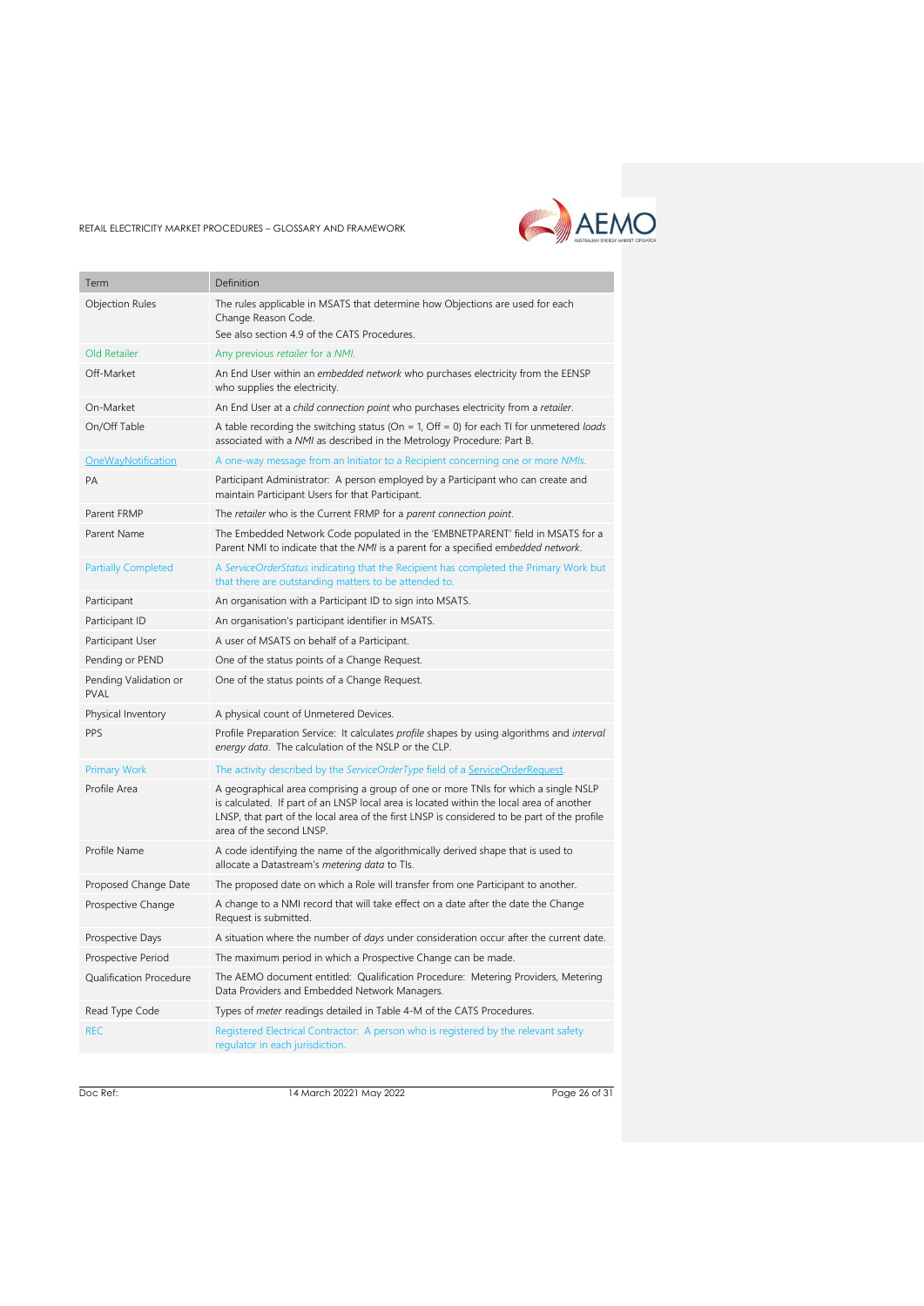| Term | Definition |
| --- | --- |
| Objection Rules | The rules applicable in MSATS that determine how Objections are used for each Change Reason Code.<br>See also section 4.9 of the CATS Procedures. |
| Old Retailer | Any previous *retailer* for a *NMI*. |
| Off-Market | An End User within an *embedded network* who purchases electricity from the EENSP who supplies the electricity. |
| On-Market | An End User at a *child connection point* who purchases electricity from a *retailer*. |
| On/Off Table | A table recording the switching status (On = 1, Off = 0) for each TI for unmetered *loads* associated with a *NMI* as described in the Metrology Procedure: Part B. |
| OneWayNotification | A one-way message from an Initiator to a Recipient concerning one or more *NMIs*. |
| PA | Participant Administrator: A person employed by a Participant who can create and maintain Participant Users for that Participant. |
| Parent FRMP | The *retailer* who is the Current FRMP for a *parent connection point*. |
| Parent Name | The Embedded Network Code populated in the 'EMBNETPARENT' field in MSATS for a Parent NMI to indicate that the *NMI* is a parent for a specified *embedded network*. |
| Partially Completed | A *ServiceOrderStatus* indicating that the Recipient has completed the Primary Work but that there are outstanding matters to be attended to. |
| Participant | An organisation with a Participant ID to sign into MSATS. |
| Participant ID | An organisation's participant identifier in MSATS. |
| Participant User | A user of MSATS on behalf of a Participant. |
| Pending or PEND | One of the status points of a Change Request. |
| Pending Validation or PVAL | One of the status points of a Change Request. |
| Physical Inventory | A physical count of Unmetered Devices. |
| PPS | Profile Preparation Service: It calculates *profile* shapes by using algorithms and *interval energy data*. The calculation of the NSLP or the CLP. |
| Primary Work | The activity described by the *ServiceOrderType* field of a ServiceOrderRequest. |
| Profile Area | A geographical area comprising a group of one or more TNIs for which a single NSLP is calculated. If part of an LNSP local area is located within the local area of another LNSP, that part of the local area of the first LNSP is considered to be part of the profile area of the second LNSP. |
| Profile Name | A code identifying the name of the algorithmically derived shape that is used to allocate a Datastream's *metering data* to TIs. |
| Proposed Change Date | The proposed date on which a Role will transfer from one Participant to another. |
| Prospective Change | A change to a NMI record that will take effect on a date after the date the Change Request is submitted. |
| Prospective Days | A situation where the number of *days* under consideration occur after the current date. |
| Prospective Period | The maximum period in which a Prospective Change can be made. |
| Qualification Procedure | The AEMO document entitled: Qualification Procedure: Metering Providers, Metering Data Providers and Embedded Network Managers. |
| Read Type Code | Types of *meter* readings detailed in Table 4-M of the CATS Procedures. |
| REC | Registered Electrical Contractor: A person who is registered by the relevant safety regulator in each jurisdiction. |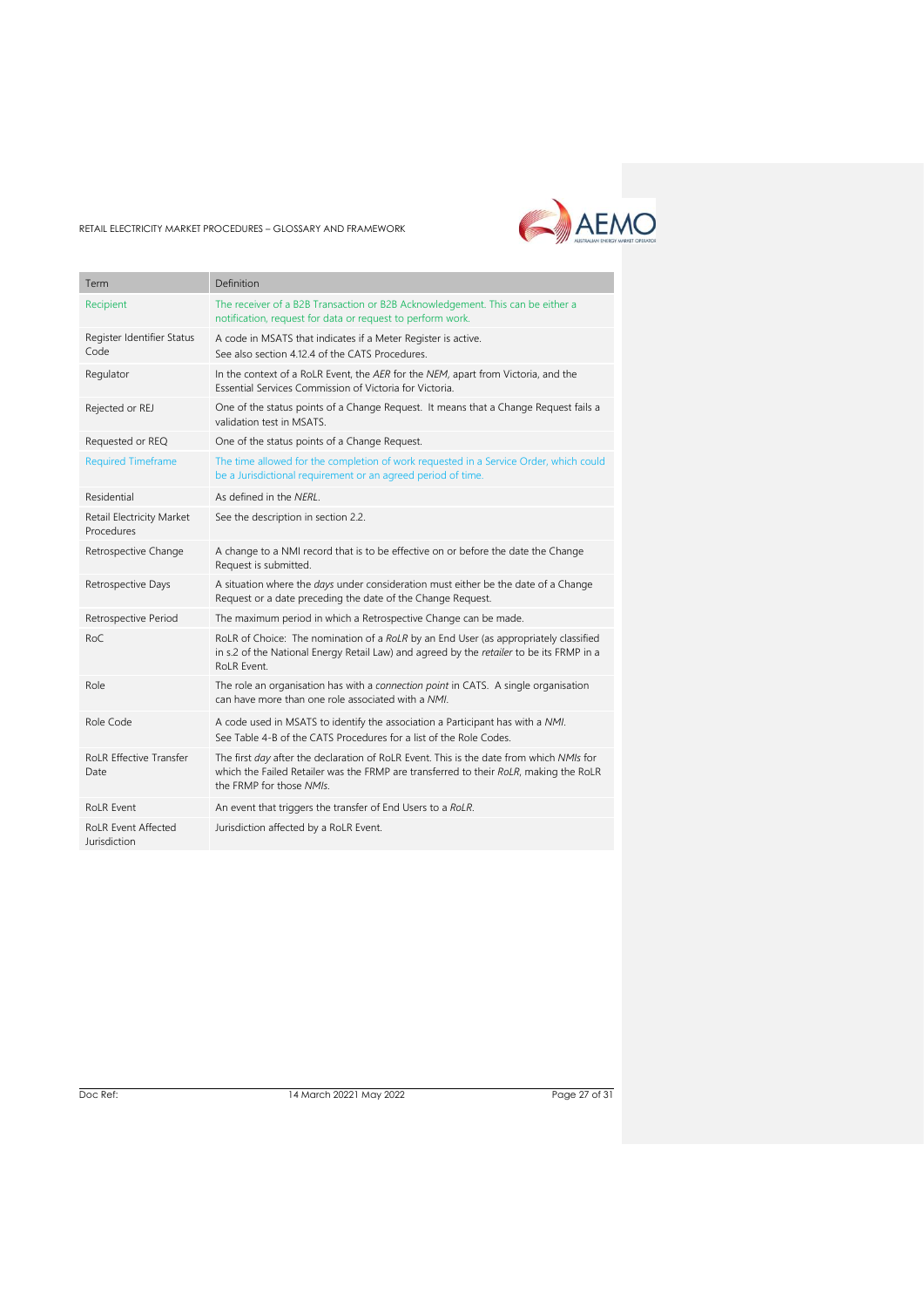| Term | Definition |
|---|---|
| Recipient | The receiver of a B2B Transaction or B2B Acknowledgement. This can be either a notification, request for data or request to perform work. |
| Register Identifier Status Code | A code in MSATS that indicates if a Meter Register is active.<br>See also section 4.12.4 of the CATS Procedures. |
| Regulator | In the context of a RoLR Event, the *AER* for the *NEM*, apart from Victoria, and the Essential Services Commission of Victoria for Victoria. |
| Rejected or REJ | One of the status points of a Change Request. It means that a Change Request fails a validation test in MSATS. |
| Requested or REQ | One of the status points of a Change Request. |
| Required Timeframe | The time allowed for the completion of work requested in a Service Order, which could be a Jurisdictional requirement or an agreed period of time. |
| Residential | As defined in the *NERL*. |
| Retail Electricity Market Procedures | See the description in section 2.2. |
| Retrospective Change | A change to a NMI record that is to be effective on or before the date the Change Request is submitted. |
| Retrospective Days | A situation where the *days* under consideration must either be the date of a Change Request or a date preceding the date of the Change Request. |
| Retrospective Period | The maximum period in which a Retrospective Change can be made. |
| RoC | RoLR of Choice: The nomination of a *RoLR* by an End User (as appropriately classified in s.2 of the National Energy Retail Law) and agreed by the *retailer* to be its FRMP in a RoLR Event. |
| Role | The role an organisation has with a *connection point* in CATS. A single organisation can have more than one role associated with a *NMI*. |
| Role Code | A code used in MSATS to identify the association a Participant has with a *NMI*.<br>See Table 4-B of the CATS Procedures for a list of the Role Codes. |
| RoLR Effective Transfer Date | The first *day* after the declaration of RoLR Event. This is the date from which *NMIs* for which the Failed Retailer was the FRMP are transferred to their *RoLR*, making the RoLR the FRMP for those *NMIs*. |
| RoLR Event | An event that triggers the transfer of End Users to a *RoLR*. |
| RoLR Event Affected Jurisdiction | Jurisdiction affected by a RoLR Event. |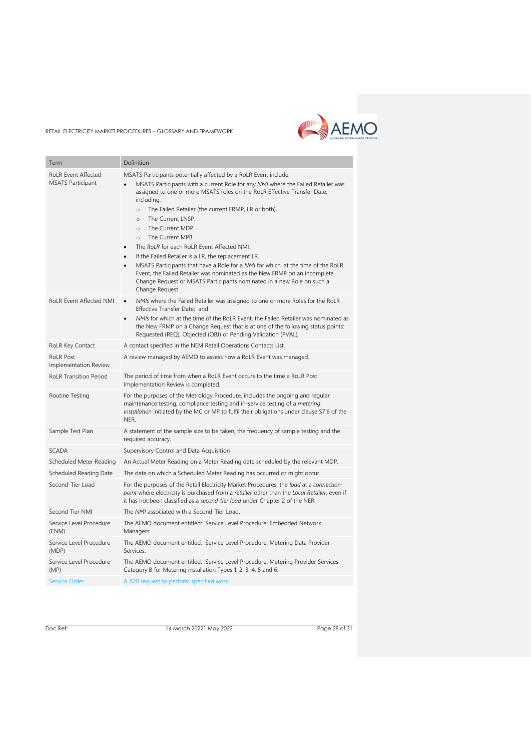| Term | Definition |
| --- | --- |
| RoLR Event Affected MSATS Participant | MSATS Participants potentially affected by a RoLR Event include:<br>• MSATS Participants with a current Role for any *NMI* where the Failed Retailer was assigned to one or more MSATS roles on the RoLR Effective Transfer Date, including:<br>  ○ The Failed Retailer (the current FRMP, LR or both).<br>  ○ The Current LNSP.<br>  ○ The Current MDP.<br>  ○ The Current MPB.<br>• The *RoLR* for each RoLR Event Affected NMI.<br>• If the Failed Retailer is a LR, the replacement LR.<br>• MSATS Participants that have a Role for a *NMI* for which, at the time of the RoLR Event, the Failed Retailer was nominated as the New FRMP on an incomplete Change Request or MSATS Participants nominated in a new Role on such a Change Request. |
| RoLR Event Affected NMI | • *NMIs* where the Failed Retailer was assigned to one or more Roles for the RoLR Effective Transfer Date; and<br>• *NMIs* for which at the time of the RoLR Event, the Failed Retailer was nominated as the New FRMP on a Change Request that is at one of the following status points: Requested (REQ), Objected (OBJ) or Pending Validation (PVAL). |
| RoLR Key Contact | A contact specified in the NEM Retail Operations Contacts List. |
| RoLR Post Implementation Review | A review managed by AEMO to assess how a RoLR Event was managed. |
| RoLR Transition Period | The period of time from when a RoLR Event occurs to the time a RoLR Post Implementation Review is completed. |
| Routine Testing | For the purposes of the Metrology Procedure, includes the ongoing and regular maintenance testing, compliance testing and in-service testing of a *metering installation* initiated by the MC or MP to fulfil their obligations under clause S7.6 of the NER. |
| Sample Test Plan | A statement of the sample size to be taken, the frequency of sample testing and the required accuracy. |
| SCADA | Supervisory Control and Data Acquisition |
| Scheduled Meter Reading | An Actual Meter Reading on a Meter Reading date scheduled by the relevant MDP. |
| Scheduled Reading Date | The date on which a Scheduled Meter Reading has occurred or might occur. |
| Second-Tier Load | For the purposes of the Retail Electricity Market Procedures, the *load* at a *connection point* where electricity is purchased from a *retailer* other than the *Local Retailer*, even if it has not been classified as a *second-tier load* under Chapter 2 of the NER. |
| Second Tier NMI | The *NMI* associated with a Second-Tier Load. |
| Service Level Procedure (ENM) | The AEMO document entitled: Service Level Procedure: Embedded Network Managers. |
| Service Level Procedure (MDP) | The AEMO document entitled: Service Level Procedure: Metering Data Provider Services. |
| Service Level Procedure (MP) | The AEMO document entitled: Service Level Procedure: Metering Provider Services Category B for Metering installation Types 1, 2, 3, 4, 5 and 6. |
| Service Order | A B2B request to perform specified work. |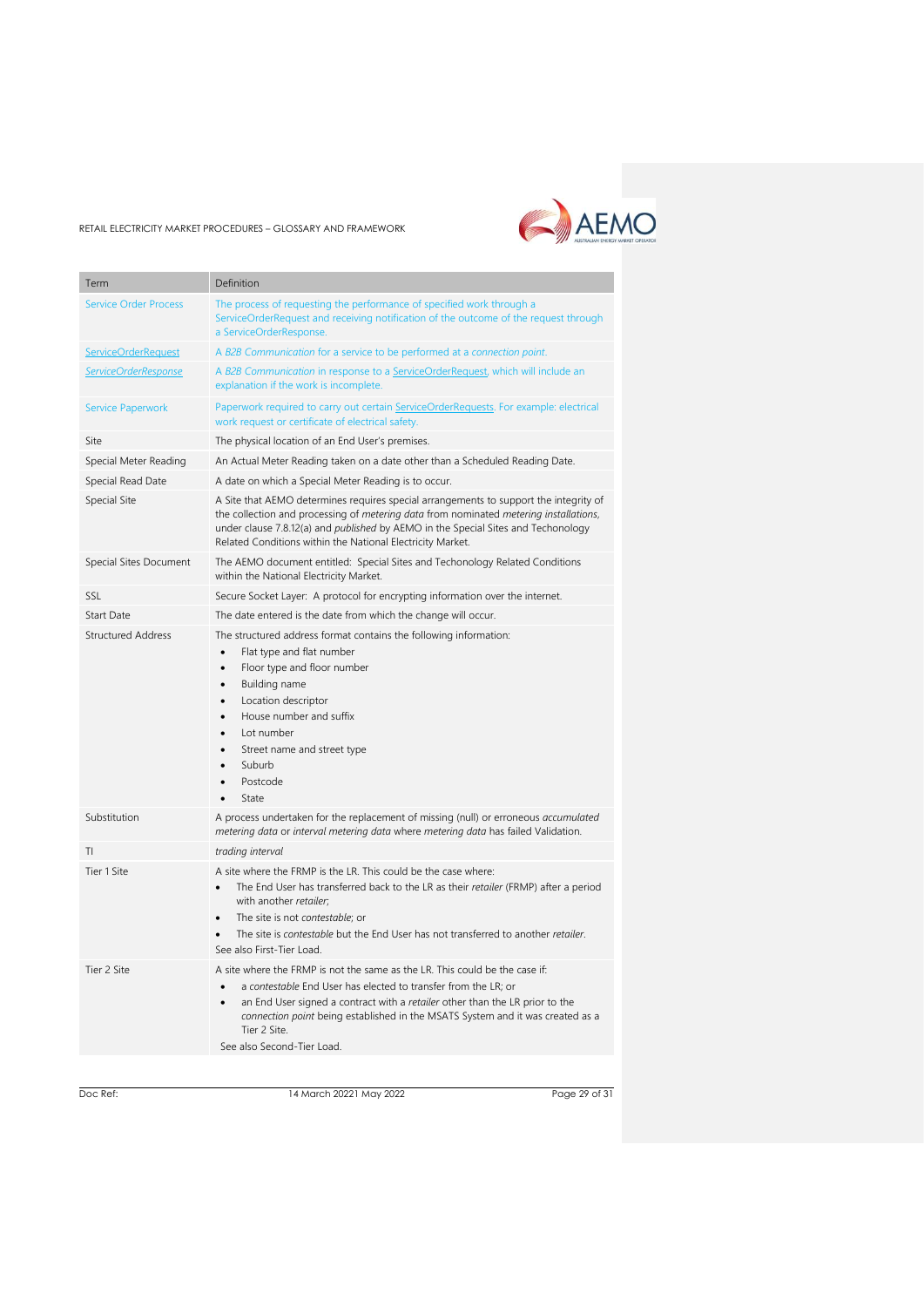| Term | Definition |
|---|---|
| Service Order Process | The process of requesting the performance of specified work through a ServiceOrderRequest and receiving notification of the outcome of the request through a ServiceOrderResponse. |
| ServiceOrderRequest | A *B2B Communication* for a service to be performed at a *connection point*. |
| *ServiceOrderResponse* | A *B2B Communication* in response to a ServiceOrderRequest, which will include an explanation if the work is incomplete. |
| Service Paperwork | Paperwork required to carry out certain ServiceOrderRequests. For example: electrical work request or certificate of electrical safety. |
| Site | The physical location of an End User's premises. |
| Special Meter Reading | An Actual Meter Reading taken on a date other than a Scheduled Reading Date. |
| Special Read Date | A date on which a Special Meter Reading is to occur. |
| Special Site | A Site that AEMO determines requires special arrangements to support the integrity of the collection and processing of *metering data* from nominated *metering installations*, under clause 7.8.12(a) and *published* by AEMO in the Special Sites and Techonology Related Conditions within the National Electricity Market. |
| Special Sites Document | The AEMO document entitled: Special Sites and Techonology Related Conditions within the National Electricity Market. |
| SSL | Secure Socket Layer: A protocol for encrypting information over the internet. |
| Start Date | The date entered is the date from which the change will occur. |
| Structured Address | The structured address format contains the following information:<br>• Flat type and flat number<br>• Floor type and floor number<br>• Building name<br>• Location descriptor<br>• House number and suffix<br>• Lot number<br>• Street name and street type<br>• Suburb<br>• Postcode<br>• State |
| Substitution | A process undertaken for the replacement of missing (null) or erroneous *accumulated metering data* or *interval metering data* where *metering data* has failed Validation. |
| TI | *trading interval* |
| Tier 1 Site | A site where the FRMP is the LR. This could be the case where:<br>• The End User has transferred back to the LR as their *retailer* (FRMP) after a period with another *retailer*;<br>• The site is not *contestable*; or<br>• The site is *contestable* but the End User has not transferred to another *retailer*.<br>See also First-Tier Load. |
| Tier 2 Site | A site where the FRMP is not the same as the LR. This could be the case if:<br>• a *contestable* End User has elected to transfer from the LR; or<br>• an End User signed a contract with a *retailer* other than the LR prior to the *connection point* being established in the MSATS System and it was created as a Tier 2 Site.<br>See also Second-Tier Load. |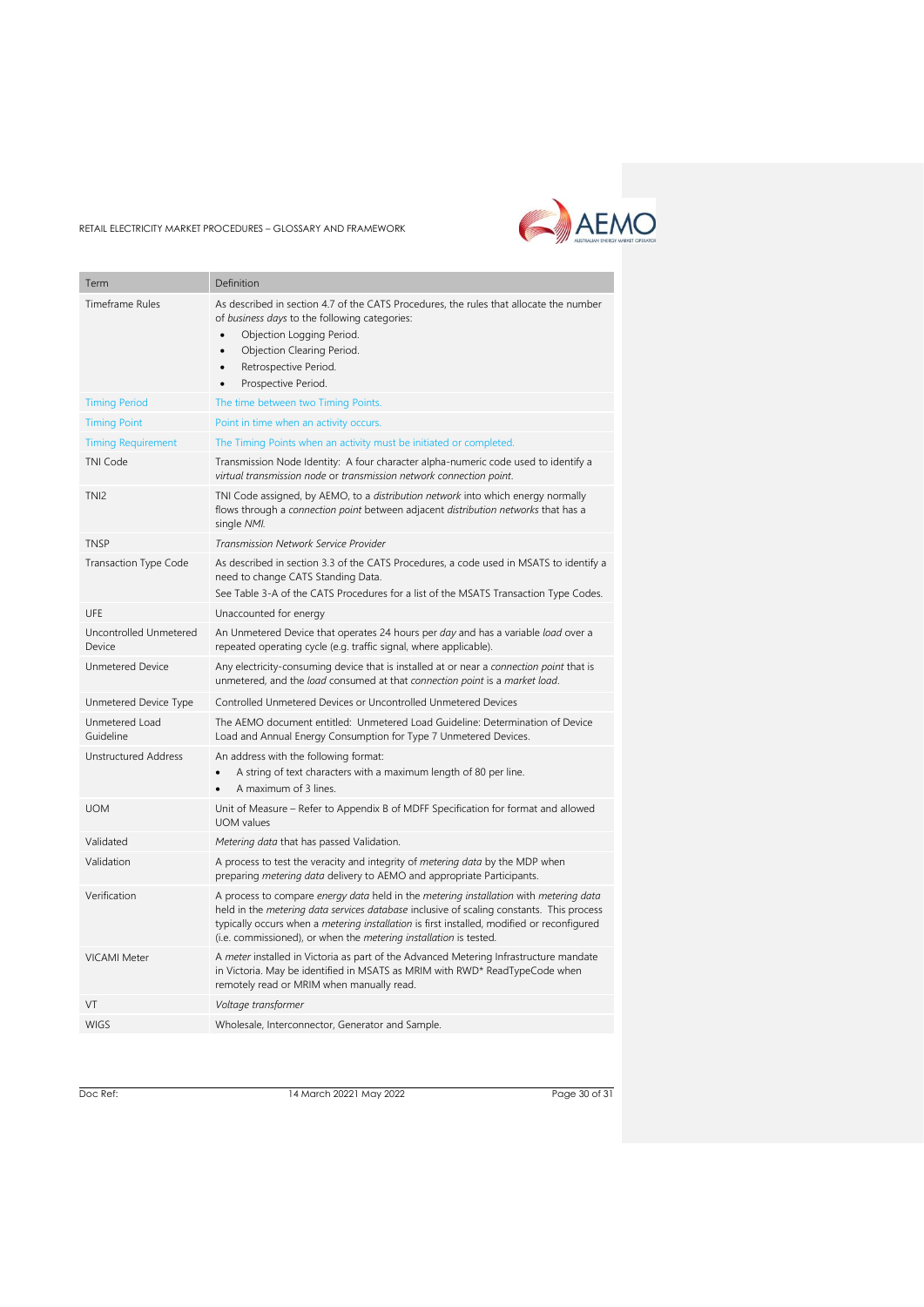| Term | Definition |
|---|---|
| Timeframe Rules | As described in section 4.7 of the CATS Procedures, the rules that allocate the number of *business days* to the following categories:<br>• Objection Logging Period.<br>• Objection Clearing Period.<br>• Retrospective Period.<br>• Prospective Period. |
| Timing Period | The time between two Timing Points. |
| Timing Point | Point in time when an activity occurs. |
| Timing Requirement | The Timing Points when an activity must be initiated or completed. |
| TNI Code | Transmission Node Identity: A four character alpha-numeric code used to identify a *virtual transmission node* or *transmission network connection point*. |
| TNI2 | TNI Code assigned, by AEMO, to a *distribution network* into which energy normally flows through a *connection point* between adjacent *distribution networks* that has a single *NMI*. |
| TNSP | *Transmission Network Service Provider* |
| Transaction Type Code | As described in section 3.3 of the CATS Procedures, a code used in MSATS to identify a need to change CATS Standing Data.<br>See Table 3-A of the CATS Procedures for a list of the MSATS Transaction Type Codes. |
| UFE | Unaccounted for energy |
| Uncontrolled Unmetered Device | An Unmetered Device that operates 24 hours per *day* and has a variable *load* over a repeated operating cycle (e.g. traffic signal, where applicable). |
| Unmetered Device | Any electricity-consuming device that is installed at or near a *connection point* that is unmetered, and the *load* consumed at that *connection point* is a *market load*. |
| Unmetered Device Type | Controlled Unmetered Devices or Uncontrolled Unmetered Devices |
| Unmetered Load Guideline | The AEMO document entitled: Unmetered Load Guideline: Determination of Device Load and Annual Energy Consumption for Type 7 Unmetered Devices. |
| Unstructured Address | An address with the following format:<br>• A string of text characters with a maximum length of 80 per line.<br>• A maximum of 3 lines. |
| UOM | Unit of Measure – Refer to Appendix B of MDFF Specification for format and allowed UOM values |
| Validated | *Metering data* that has passed Validation. |
| Validation | A process to test the veracity and integrity of *metering data* by the MDP when preparing *metering data* delivery to AEMO and appropriate Participants. |
| Verification | A process to compare *energy data* held in the *metering installation* with *metering data* held in the *metering data services database* inclusive of scaling constants. This process typically occurs when a *metering installation* is first installed, modified or reconfigured (i.e. commissioned), or when the *metering installation* is tested. |
| VICAMI Meter | A *meter* installed in Victoria as part of the Advanced Metering Infrastructure mandate in Victoria. May be identified in MSATS as MRIM with RWD* ReadTypeCode when remotely read or MRIM when manually read. |
| VT | *Voltage transformer* |
| WIGS | Wholesale, Interconnector, Generator and Sample. |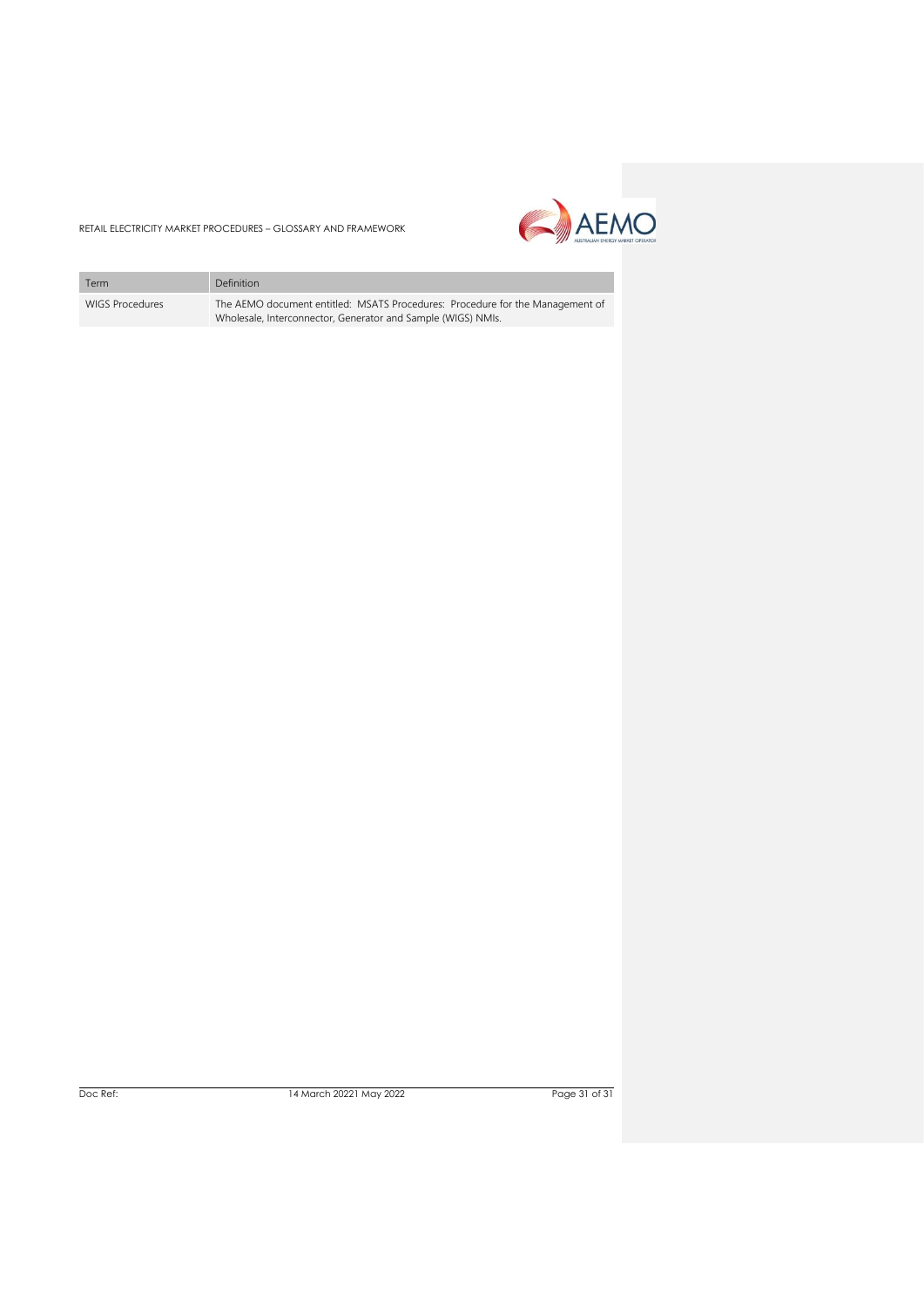| Term | Definition |
| --- | --- |
| WIGS Procedures | The AEMO document entitled: MSATS Procedures: Procedure for the Management of Wholesale, Interconnector, Generator and Sample (WIGS) NMIs. |